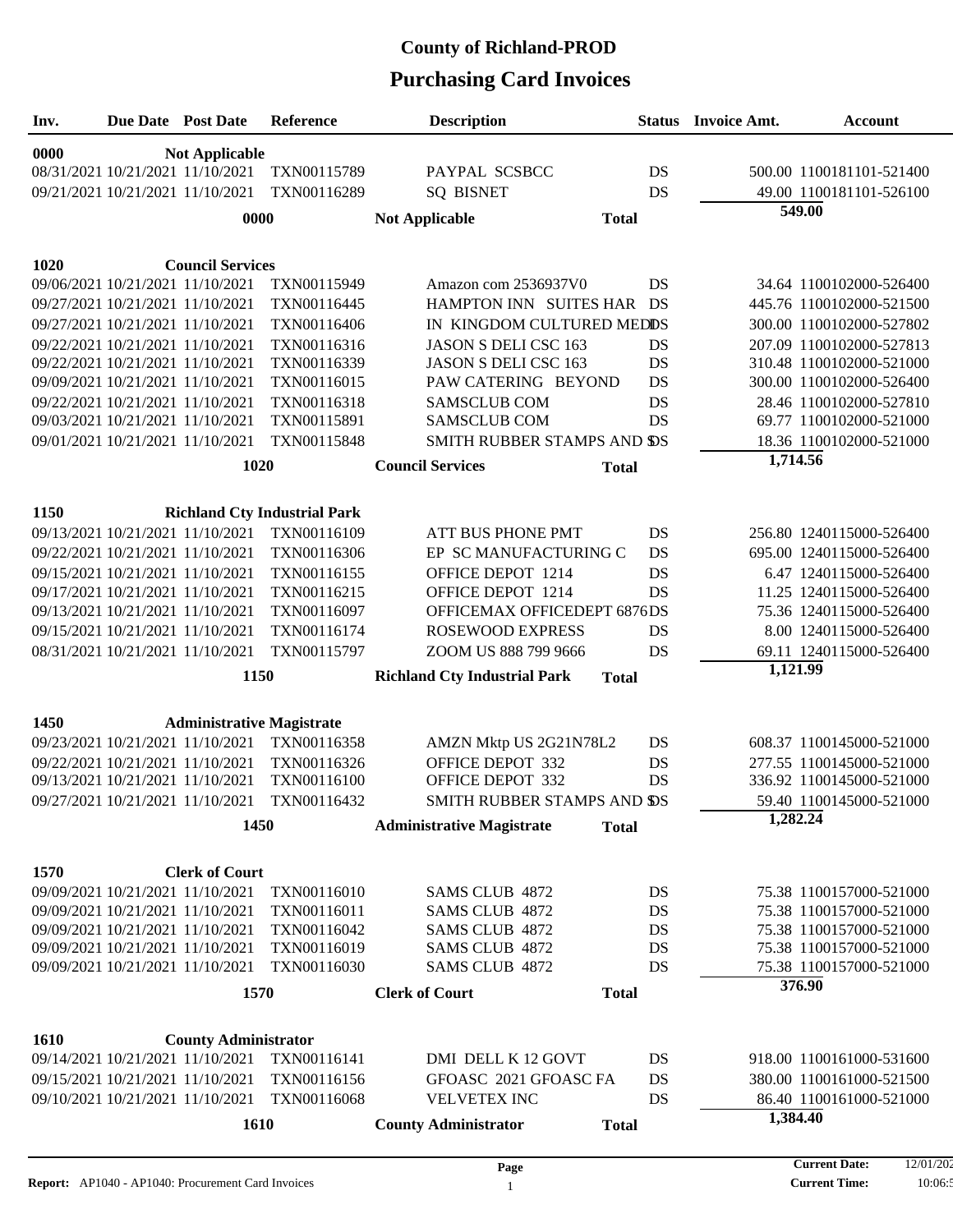# County of Richland-PROD

## Purchasing Card Invoices

| Inv. | Due Date | Post Date | Reference | Description | Status | Invoice Amt. | Account |
|---|---|---|---|---|---|---|---|
| **0000** | | **Not Applicable** | | | | | |
| 08/31/2021 | 10/21/2021 | 11/10/2021 | TXN00115789 | PAYPAL SCSBCC | DS | 500.00 | 1100181101-521400 |
| 09/21/2021 | 10/21/2021 | 11/10/2021 | TXN00116289 | SQ BISNET | DS | 49.00 | 1100181101-526100 |
| | | **0000** | | **Not Applicable** | **Total** | **549.00** | |
| **1020** | | **Council Services** | | | | | |
| 09/06/2021 | 10/21/2021 | 11/10/2021 | TXN00115949 | Amazon com 2536937V0 | DS | 34.64 | 1100102000-526400 |
| 09/27/2021 | 10/21/2021 | 11/10/2021 | TXN00116445 | HAMPTON INN SUITES HAR | DS | 445.76 | 1100102000-521500 |
| 09/27/2021 | 10/21/2021 | 11/10/2021 | TXN00116406 | IN KINGDOM CULTURED MED | DS | 300.00 | 1100102000-527802 |
| 09/22/2021 | 10/21/2021 | 11/10/2021 | TXN00116316 | JASON S DELI CSC 163 | DS | 207.09 | 1100102000-527813 |
| 09/22/2021 | 10/21/2021 | 11/10/2021 | TXN00116339 | JASON S DELI CSC 163 | DS | 310.48 | 1100102000-521000 |
| 09/09/2021 | 10/21/2021 | 11/10/2021 | TXN00116015 | PAW CATERING BEYOND | DS | 300.00 | 1100102000-526400 |
| 09/22/2021 | 10/21/2021 | 11/10/2021 | TXN00116318 | SAMSCLUB COM | DS | 28.46 | 1100102000-527810 |
| 09/03/2021 | 10/21/2021 | 11/10/2021 | TXN00115891 | SAMSCLUB COM | DS | 69.77 | 1100102000-521000 |
| 09/01/2021 | 10/21/2021 | 11/10/2021 | TXN00115848 | SMITH RUBBER STAMPS AND S | DS | 18.36 | 1100102000-521000 |
| | | **1020** | | **Council Services** | **Total** | **1,714.56** | |
| **1150** | | **Richland Cty Industrial Park** | | | | | |
| 09/13/2021 | 10/21/2021 | 11/10/2021 | TXN00116109 | ATT BUS PHONE PMT | DS | 256.80 | 1240115000-526400 |
| 09/22/2021 | 10/21/2021 | 11/10/2021 | TXN00116306 | EP SC MANUFACTURING C | DS | 695.00 | 1240115000-526400 |
| 09/15/2021 | 10/21/2021 | 11/10/2021 | TXN00116155 | OFFICE DEPOT 1214 | DS | 6.47 | 1240115000-526400 |
| 09/17/2021 | 10/21/2021 | 11/10/2021 | TXN00116215 | OFFICE DEPOT 1214 | DS | 11.25 | 1240115000-526400 |
| 09/13/2021 | 10/21/2021 | 11/10/2021 | TXN00116097 | OFFICEMAX OFFICEDEPT 6876 | DS | 75.36 | 1240115000-526400 |
| 09/15/2021 | 10/21/2021 | 11/10/2021 | TXN00116174 | ROSEWOOD EXPRESS | DS | 8.00 | 1240115000-526400 |
| 08/31/2021 | 10/21/2021 | 11/10/2021 | TXN00115797 | ZOOM US 888 799 9666 | DS | 69.11 | 1240115000-526400 |
| | | **1150** | | **Richland Cty Industrial Park** | **Total** | **1,121.99** | |
| **1450** | | **Administrative Magistrate** | | | | | |
| 09/23/2021 | 10/21/2021 | 11/10/2021 | TXN00116358 | AMZN Mktp US 2G21N78L2 | DS | 608.37 | 1100145000-521000 |
| 09/22/2021 | 10/21/2021 | 11/10/2021 | TXN00116326 | OFFICE DEPOT 332 | DS | 277.55 | 1100145000-521000 |
| 09/13/2021 | 10/21/2021 | 11/10/2021 | TXN00116100 | OFFICE DEPOT 332 | DS | 336.92 | 1100145000-521000 |
| 09/27/2021 | 10/21/2021 | 11/10/2021 | TXN00116432 | SMITH RUBBER STAMPS AND S | DS | 59.40 | 1100145000-521000 |
| | | **1450** | | **Administrative Magistrate** | **Total** | **1,282.24** | |
| **1570** | | **Clerk of Court** | | | | | |
| 09/09/2021 | 10/21/2021 | 11/10/2021 | TXN00116010 | SAMS CLUB 4872 | DS | 75.38 | 1100157000-521000 |
| 09/09/2021 | 10/21/2021 | 11/10/2021 | TXN00116011 | SAMS CLUB 4872 | DS | 75.38 | 1100157000-521000 |
| 09/09/2021 | 10/21/2021 | 11/10/2021 | TXN00116042 | SAMS CLUB 4872 | DS | 75.38 | 1100157000-521000 |
| 09/09/2021 | 10/21/2021 | 11/10/2021 | TXN00116019 | SAMS CLUB 4872 | DS | 75.38 | 1100157000-521000 |
| 09/09/2021 | 10/21/2021 | 11/10/2021 | TXN00116030 | SAMS CLUB 4872 | DS | 75.38 | 1100157000-521000 |
| | | **1570** | | **Clerk of Court** | **Total** | **376.90** | |
| **1610** | | **County Administrator** | | | | | |
| 09/14/2021 | 10/21/2021 | 11/10/2021 | TXN00116141 | DMI DELL K 12 GOVT | DS | 918.00 | 1100161000-531600 |
| 09/15/2021 | 10/21/2021 | 11/10/2021 | TXN00116156 | GFOASC 2021 GFOASC FA | DS | 380.00 | 1100161000-521500 |
| 09/10/2021 | 10/21/2021 | 11/10/2021 | TXN00116068 | VELVETEX INC | DS | 86.40 | 1100161000-521000 |
| | | **1610** | | **County Administrator** | **Total** | **1,384.40** | |

**Report:** AP1040 - AP1040: Procurement Card Invoices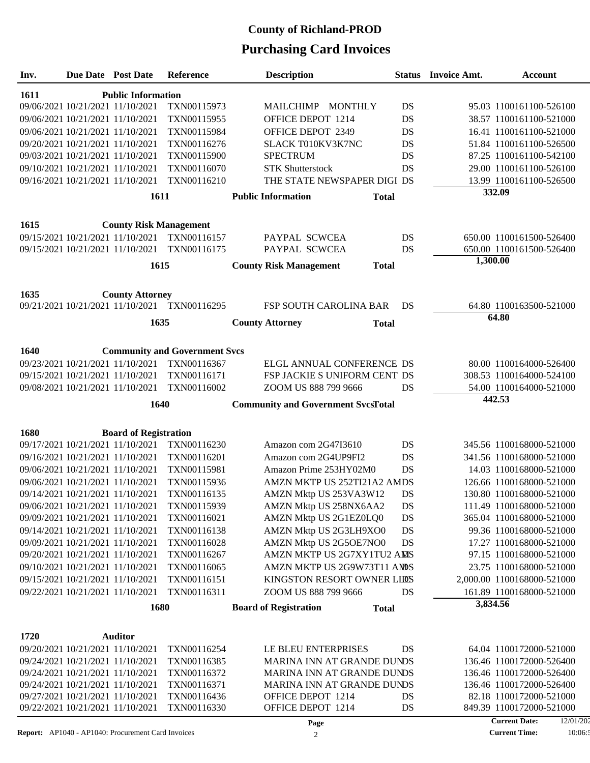# County of Richland-PROD

## Purchasing Card Invoices

| Inv. | Due Date | Post Date | Reference | Description | Status | Invoice Amt. | Account |
|---|---|---|---|---|---|---|---|
| **1611** | | **Public Information** | | | | | |
| 09/06/2021 | 10/21/2021 | 11/10/2021 | TXN00115973 | MAILCHIMP MONTHLY | DS | 95.03 | 1100161100-526100 |
| 09/06/2021 | 10/21/2021 | 11/10/2021 | TXN00115955 | OFFICE DEPOT 1214 | DS | 38.57 | 1100161100-521000 |
| 09/06/2021 | 10/21/2021 | 11/10/2021 | TXN00115984 | OFFICE DEPOT 2349 | DS | 16.41 | 1100161100-521000 |
| 09/20/2021 | 10/21/2021 | 11/10/2021 | TXN00116276 | SLACK T010KV3K7NC | DS | 51.84 | 1100161100-526500 |
| 09/03/2021 | 10/21/2021 | 11/10/2021 | TXN00115900 | SPECTRUM | DS | 87.25 | 1100161100-542100 |
| 09/10/2021 | 10/21/2021 | 11/10/2021 | TXN00116070 | STK Shutterstock | DS | 29.00 | 1100161100-526100 |
| 09/16/2021 | 10/21/2021 | 11/10/2021 | TXN00116210 | THE STATE NEWSPAPER DIGI | DS | 13.99 | 1100161100-526500 |
| | | **1611** | | **Public Information Total** | | **332.09** | |
| **1615** | | **County Risk Management** | | | | | |
| 09/15/2021 | 10/21/2021 | 11/10/2021 | TXN00116157 | PAYPAL SCWCEA | DS | 650.00 | 1100161500-526400 |
| 09/15/2021 | 10/21/2021 | 11/10/2021 | TXN00116175 | PAYPAL SCWCEA | DS | 650.00 | 1100161500-526400 |
| | | **1615** | | **County Risk Management Total** | | **1,300.00** | |
| **1635** | | **County Attorney** | | | | | |
| 09/21/2021 | 10/21/2021 | 11/10/2021 | TXN00116295 | FSP SOUTH CAROLINA BAR | DS | 64.80 | 1100163500-521000 |
| | | **1635** | | **County Attorney Total** | | **64.80** | |
| **1640** | | **Community and Government Svcs** | | | | | |
| 09/23/2021 | 10/21/2021 | 11/10/2021 | TXN00116367 | ELGL ANNUAL CONFERENCE | DS | 80.00 | 1100164000-526400 |
| 09/15/2021 | 10/21/2021 | 11/10/2021 | TXN00116171 | FSP JACKIE S UNIFORM CENT | DS | 308.53 | 1100164000-524100 |
| 09/08/2021 | 10/21/2021 | 11/10/2021 | TXN00116002 | ZOOM US 888 799 9666 | DS | 54.00 | 1100164000-521000 |
| | | **1640** | | **Community and Government Svcs Total** | | **442.53** | |
| **1680** | | **Board of Registration** | | | | | |
| 09/17/2021 | 10/21/2021 | 11/10/2021 | TXN00116230 | Amazon com 2G47I3610 | DS | 345.56 | 1100168000-521000 |
| 09/16/2021 | 10/21/2021 | 11/10/2021 | TXN00116201 | Amazon com 2G4UP9FI2 | DS | 341.56 | 1100168000-521000 |
| 09/06/2021 | 10/21/2021 | 11/10/2021 | TXN00115981 | Amazon Prime 253HY02M0 | DS | 14.03 | 1100168000-521000 |
| 09/06/2021 | 10/21/2021 | 11/10/2021 | TXN00115936 | AMZN MKTP US 252TI21A2 AM | DS | 126.66 | 1100168000-521000 |
| 09/14/2021 | 10/21/2021 | 11/10/2021 | TXN00116135 | AMZN Mktp US 253VA3W12 | DS | 130.80 | 1100168000-521000 |
| 09/06/2021 | 10/21/2021 | 11/10/2021 | TXN00115939 | AMZN Mktp US 258NX6AA2 | DS | 111.49 | 1100168000-521000 |
| 09/09/2021 | 10/21/2021 | 11/10/2021 | TXN00116021 | AMZN Mktp US 2G1EZ0LQ0 | DS | 365.04 | 1100168000-521000 |
| 09/14/2021 | 10/21/2021 | 11/10/2021 | TXN00116138 | AMZN Mktp US 2G3LH9XO0 | DS | 99.36 | 1100168000-521000 |
| 09/09/2021 | 10/21/2021 | 11/10/2021 | TXN00116028 | AMZN Mktp US 2G5OE7NO0 | DS | 17.27 | 1100168000-521000 |
| 09/20/2021 | 10/21/2021 | 11/10/2021 | TXN00116267 | AMZN MKTP US 2G7XY1TU2 AM | DS | 97.15 | 1100168000-521000 |
| 09/10/2021 | 10/21/2021 | 11/10/2021 | TXN00116065 | AMZN MKTP US 2G9W73T11 AM | DS | 23.75 | 1100168000-521000 |
| 09/15/2021 | 10/21/2021 | 11/10/2021 | TXN00116151 | KINGSTON RESORT OWNER LLC | DS | 2,000.00 | 1100168000-521000 |
| 09/22/2021 | 10/21/2021 | 11/10/2021 | TXN00116311 | ZOOM US 888 799 9666 | DS | 161.89 | 1100168000-521000 |
| | | **1680** | | **Board of Registration Total** | | **3,834.56** | |
| **1720** | | **Auditor** | | | | | |
| 09/20/2021 | 10/21/2021 | 11/10/2021 | TXN00116254 | LE BLEU ENTERPRISES | DS | 64.04 | 1100172000-521000 |
| 09/24/2021 | 10/21/2021 | 11/10/2021 | TXN00116385 | MARINA INN AT GRANDE DUNE | DS | 136.46 | 1100172000-526400 |
| 09/24/2021 | 10/21/2021 | 11/10/2021 | TXN00116372 | MARINA INN AT GRANDE DUNE | DS | 136.46 | 1100172000-526400 |
| 09/24/2021 | 10/21/2021 | 11/10/2021 | TXN00116371 | MARINA INN AT GRANDE DUNE | DS | 136.46 | 1100172000-526400 |
| 09/27/2021 | 10/21/2021 | 11/10/2021 | TXN00116436 | OFFICE DEPOT 1214 | DS | 82.18 | 1100172000-521000 |
| 09/22/2021 | 10/21/2021 | 11/10/2021 | TXN00116330 | OFFICE DEPOT 1214 | DS | 849.39 | 1100172000-521000 |

**Report:** AP1040 - AP1040: Procurement Card Invoices

**Current Date:** 12/01/202
**Current Time:** 10:06:5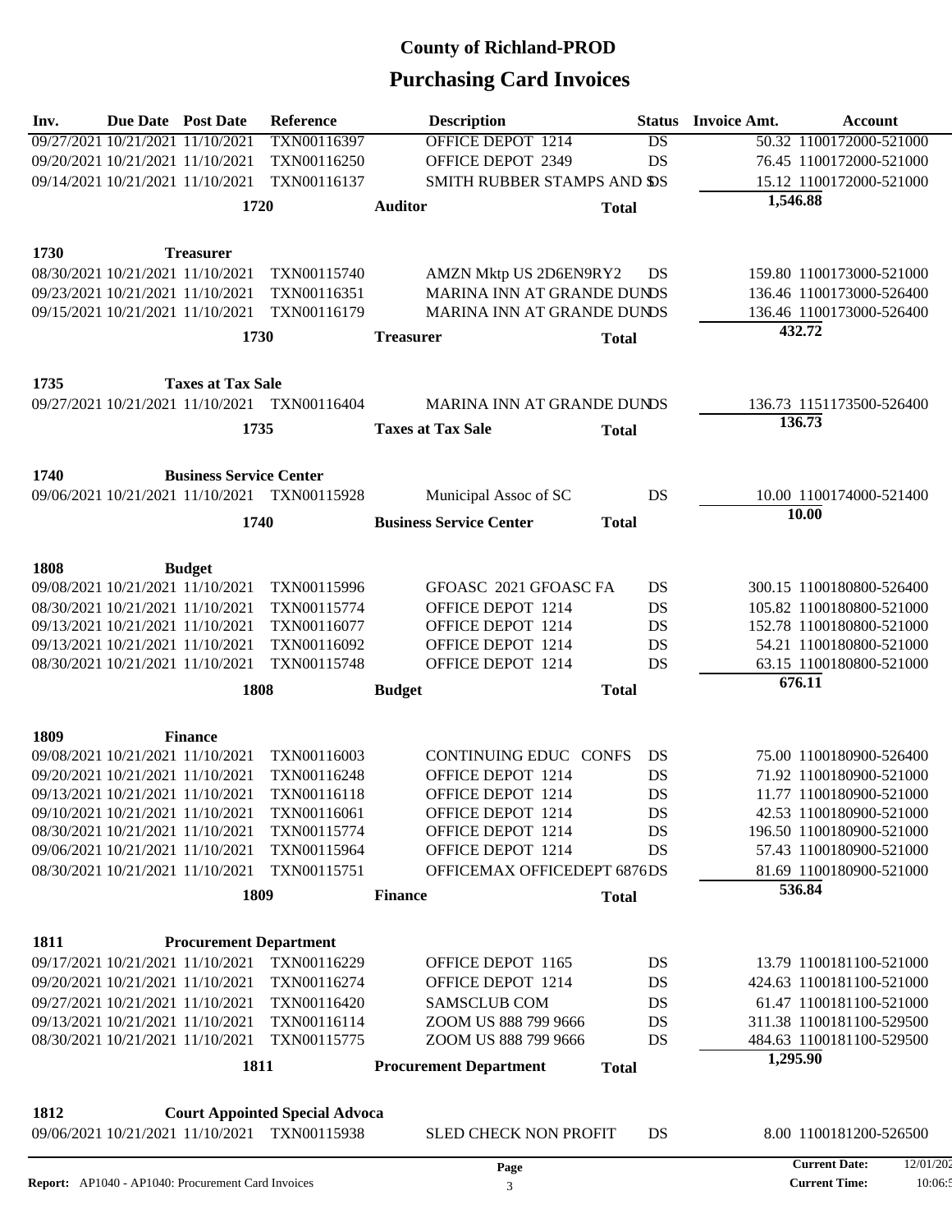# County of Richland-PROD

## Purchasing Card Invoices

| Inv. | Due Date | Post Date | Reference | Description | Status | Invoice Amt. | Account |
|---|---|---|---|---|---|---|---|
| 09/27/2021 | 10/21/2021 | 11/10/2021 | TXN00116397 | OFFICE DEPOT 1214 | DS | 50.32 | 1100172000-521000 |
| 09/20/2021 | 10/21/2021 | 11/10/2021 | TXN00116250 | OFFICE DEPOT 2349 | DS | 76.45 | 1100172000-521000 |
| 09/14/2021 | 10/21/2021 | 11/10/2021 | TXN00116137 | SMITH RUBBER STAMPS AND S | DS | 15.12 | 1100172000-521000 |
| | | 1720 | | Auditor | Total | 1,546.88 | |
| **1730** | | **Treasurer** | | | | | |
| 08/30/2021 | 10/21/2021 | 11/10/2021 | TXN00115740 | AMZN Mktp US 2D6EN9RY2 | DS | 159.80 | 1100173000-521000 |
| 09/23/2021 | 10/21/2021 | 11/10/2021 | TXN00116351 | MARINA INN AT GRANDE DUN | DS | 136.46 | 1100173000-526400 |
| 09/15/2021 | 10/21/2021 | 11/10/2021 | TXN00116179 | MARINA INN AT GRANDE DUN | DS | 136.46 | 1100173000-526400 |
| | | 1730 | | Treasurer | Total | 432.72 | |
| **1735** | | **Taxes at Tax Sale** | | | | | |
| 09/27/2021 | 10/21/2021 | 11/10/2021 | TXN00116404 | MARINA INN AT GRANDE DUN | DS | 136.73 | 1151173500-526400 |
| | | 1735 | | Taxes at Tax Sale | Total | 136.73 | |
| **1740** | | **Business Service Center** | | | | | |
| 09/06/2021 | 10/21/2021 | 11/10/2021 | TXN00115928 | Municipal Assoc of SC | DS | 10.00 | 1100174000-521400 |
| | | 1740 | | Business Service Center | Total | 10.00 | |
| **1808** | | **Budget** | | | | | |
| 09/08/2021 | 10/21/2021 | 11/10/2021 | TXN00115996 | GFOASC 2021 GFOASC FA | DS | 300.15 | 1100180800-526400 |
| 08/30/2021 | 10/21/2021 | 11/10/2021 | TXN00115774 | OFFICE DEPOT 1214 | DS | 105.82 | 1100180800-521000 |
| 09/13/2021 | 10/21/2021 | 11/10/2021 | TXN00116077 | OFFICE DEPOT 1214 | DS | 152.78 | 1100180800-521000 |
| 09/13/2021 | 10/21/2021 | 11/10/2021 | TXN00116092 | OFFICE DEPOT 1214 | DS | 54.21 | 1100180800-521000 |
| 08/30/2021 | 10/21/2021 | 11/10/2021 | TXN00115748 | OFFICE DEPOT 1214 | DS | 63.15 | 1100180800-521000 |
| | | 1808 | | Budget | Total | 676.11 | |
| **1809** | | **Finance** | | | | | |
| 09/08/2021 | 10/21/2021 | 11/10/2021 | TXN00116003 | CONTINUING EDUC CONFS | DS | 75.00 | 1100180900-526400 |
| 09/20/2021 | 10/21/2021 | 11/10/2021 | TXN00116248 | OFFICE DEPOT 1214 | DS | 71.92 | 1100180900-521000 |
| 09/13/2021 | 10/21/2021 | 11/10/2021 | TXN00116118 | OFFICE DEPOT 1214 | DS | 11.77 | 1100180900-521000 |
| 09/10/2021 | 10/21/2021 | 11/10/2021 | TXN00116061 | OFFICE DEPOT 1214 | DS | 42.53 | 1100180900-521000 |
| 08/30/2021 | 10/21/2021 | 11/10/2021 | TXN00115774 | OFFICE DEPOT 1214 | DS | 196.50 | 1100180900-521000 |
| 09/06/2021 | 10/21/2021 | 11/10/2021 | TXN00115964 | OFFICE DEPOT 1214 | DS | 57.43 | 1100180900-521000 |
| 08/30/2021 | 10/21/2021 | 11/10/2021 | TXN00115751 | OFFICEMAX OFFICEDEPT 6876 | DS | 81.69 | 1100180900-521000 |
| | | 1809 | | Finance | Total | 536.84 | |
| **1811** | | **Procurement Department** | | | | | |
| 09/17/2021 | 10/21/2021 | 11/10/2021 | TXN00116229 | OFFICE DEPOT 1165 | DS | 13.79 | 1100181100-521000 |
| 09/20/2021 | 10/21/2021 | 11/10/2021 | TXN00116274 | OFFICE DEPOT 1214 | DS | 424.63 | 1100181100-521000 |
| 09/27/2021 | 10/21/2021 | 11/10/2021 | TXN00116420 | SAMSCLUB COM | DS | 61.47 | 1100181100-521000 |
| 09/13/2021 | 10/21/2021 | 11/10/2021 | TXN00116114 | ZOOM US 888 799 9666 | DS | 311.38 | 1100181100-529500 |
| 08/30/2021 | 10/21/2021 | 11/10/2021 | TXN00115775 | ZOOM US 888 799 9666 | DS | 484.63 | 1100181100-529500 |
| | | 1811 | | Procurement Department | Total | 1,295.90 | |
| **1812** | | **Court Appointed Special Advoca** | | | | | |
| 09/06/2021 | 10/21/2021 | 11/10/2021 | TXN00115938 | SLED CHECK NON PROFIT | DS | 8.00 | 1100181200-526500 |

**Report:** AP1040 - AP1040: Procurement Card Invoices

**Current Date:** 12/01/202

**Current Time:** 10:06:5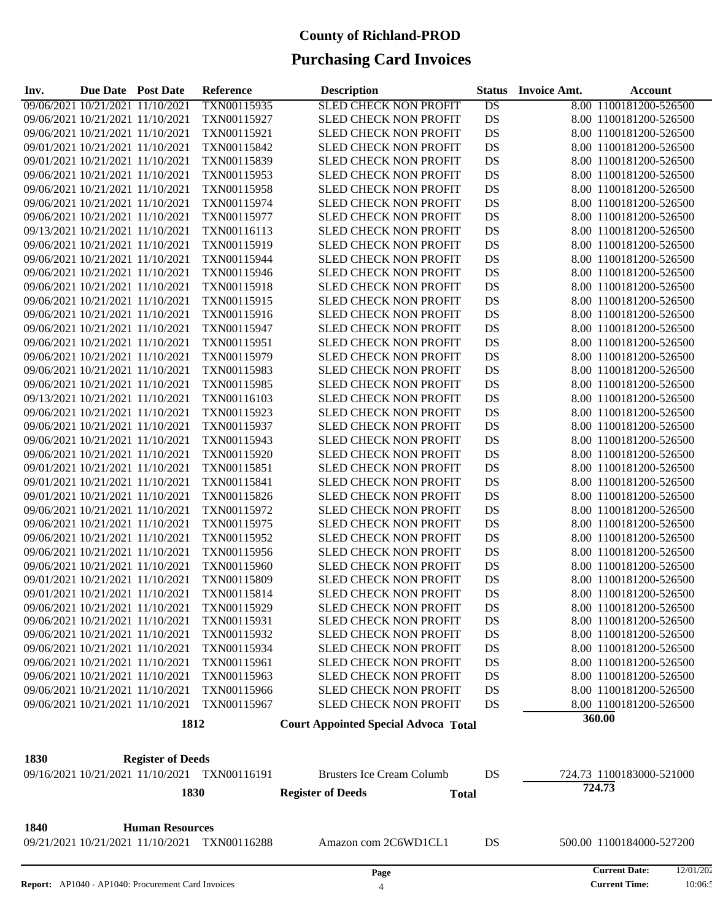# County of Richland-PROD

## Purchasing Card Invoices

| Inv. | Due Date | Post Date | Reference | Description | Status | Invoice Amt. | Account |
|---|---|---|---|---|---|---|---|
| 09/06/2021 | 10/21/2021 | 11/10/2021 | TXN00115935 | SLED CHECK NON PROFIT | DS | 8.00 | 1100181200-526500 |
| 09/06/2021 | 10/21/2021 | 11/10/2021 | TXN00115927 | SLED CHECK NON PROFIT | DS | 8.00 | 1100181200-526500 |
| 09/06/2021 | 10/21/2021 | 11/10/2021 | TXN00115921 | SLED CHECK NON PROFIT | DS | 8.00 | 1100181200-526500 |
| 09/01/2021 | 10/21/2021 | 11/10/2021 | TXN00115842 | SLED CHECK NON PROFIT | DS | 8.00 | 1100181200-526500 |
| 09/01/2021 | 10/21/2021 | 11/10/2021 | TXN00115839 | SLED CHECK NON PROFIT | DS | 8.00 | 1100181200-526500 |
| 09/06/2021 | 10/21/2021 | 11/10/2021 | TXN00115953 | SLED CHECK NON PROFIT | DS | 8.00 | 1100181200-526500 |
| 09/06/2021 | 10/21/2021 | 11/10/2021 | TXN00115958 | SLED CHECK NON PROFIT | DS | 8.00 | 1100181200-526500 |
| 09/06/2021 | 10/21/2021 | 11/10/2021 | TXN00115974 | SLED CHECK NON PROFIT | DS | 8.00 | 1100181200-526500 |
| 09/06/2021 | 10/21/2021 | 11/10/2021 | TXN00115977 | SLED CHECK NON PROFIT | DS | 8.00 | 1100181200-526500 |
| 09/13/2021 | 10/21/2021 | 11/10/2021 | TXN00116113 | SLED CHECK NON PROFIT | DS | 8.00 | 1100181200-526500 |
| 09/06/2021 | 10/21/2021 | 11/10/2021 | TXN00115919 | SLED CHECK NON PROFIT | DS | 8.00 | 1100181200-526500 |
| 09/06/2021 | 10/21/2021 | 11/10/2021 | TXN00115944 | SLED CHECK NON PROFIT | DS | 8.00 | 1100181200-526500 |
| 09/06/2021 | 10/21/2021 | 11/10/2021 | TXN00115946 | SLED CHECK NON PROFIT | DS | 8.00 | 1100181200-526500 |
| 09/06/2021 | 10/21/2021 | 11/10/2021 | TXN00115918 | SLED CHECK NON PROFIT | DS | 8.00 | 1100181200-526500 |
| 09/06/2021 | 10/21/2021 | 11/10/2021 | TXN00115915 | SLED CHECK NON PROFIT | DS | 8.00 | 1100181200-526500 |
| 09/06/2021 | 10/21/2021 | 11/10/2021 | TXN00115916 | SLED CHECK NON PROFIT | DS | 8.00 | 1100181200-526500 |
| 09/06/2021 | 10/21/2021 | 11/10/2021 | TXN00115947 | SLED CHECK NON PROFIT | DS | 8.00 | 1100181200-526500 |
| 09/06/2021 | 10/21/2021 | 11/10/2021 | TXN00115951 | SLED CHECK NON PROFIT | DS | 8.00 | 1100181200-526500 |
| 09/06/2021 | 10/21/2021 | 11/10/2021 | TXN00115979 | SLED CHECK NON PROFIT | DS | 8.00 | 1100181200-526500 |
| 09/06/2021 | 10/21/2021 | 11/10/2021 | TXN00115983 | SLED CHECK NON PROFIT | DS | 8.00 | 1100181200-526500 |
| 09/06/2021 | 10/21/2021 | 11/10/2021 | TXN00115985 | SLED CHECK NON PROFIT | DS | 8.00 | 1100181200-526500 |
| 09/13/2021 | 10/21/2021 | 11/10/2021 | TXN00116103 | SLED CHECK NON PROFIT | DS | 8.00 | 1100181200-526500 |
| 09/06/2021 | 10/21/2021 | 11/10/2021 | TXN00115923 | SLED CHECK NON PROFIT | DS | 8.00 | 1100181200-526500 |
| 09/06/2021 | 10/21/2021 | 11/10/2021 | TXN00115937 | SLED CHECK NON PROFIT | DS | 8.00 | 1100181200-526500 |
| 09/06/2021 | 10/21/2021 | 11/10/2021 | TXN00115943 | SLED CHECK NON PROFIT | DS | 8.00 | 1100181200-526500 |
| 09/06/2021 | 10/21/2021 | 11/10/2021 | TXN00115920 | SLED CHECK NON PROFIT | DS | 8.00 | 1100181200-526500 |
| 09/01/2021 | 10/21/2021 | 11/10/2021 | TXN00115851 | SLED CHECK NON PROFIT | DS | 8.00 | 1100181200-526500 |
| 09/01/2021 | 10/21/2021 | 11/10/2021 | TXN00115841 | SLED CHECK NON PROFIT | DS | 8.00 | 1100181200-526500 |
| 09/01/2021 | 10/21/2021 | 11/10/2021 | TXN00115826 | SLED CHECK NON PROFIT | DS | 8.00 | 1100181200-526500 |
| 09/06/2021 | 10/21/2021 | 11/10/2021 | TXN00115972 | SLED CHECK NON PROFIT | DS | 8.00 | 1100181200-526500 |
| 09/06/2021 | 10/21/2021 | 11/10/2021 | TXN00115975 | SLED CHECK NON PROFIT | DS | 8.00 | 1100181200-526500 |
| 09/06/2021 | 10/21/2021 | 11/10/2021 | TXN00115952 | SLED CHECK NON PROFIT | DS | 8.00 | 1100181200-526500 |
| 09/06/2021 | 10/21/2021 | 11/10/2021 | TXN00115956 | SLED CHECK NON PROFIT | DS | 8.00 | 1100181200-526500 |
| 09/06/2021 | 10/21/2021 | 11/10/2021 | TXN00115960 | SLED CHECK NON PROFIT | DS | 8.00 | 1100181200-526500 |
| 09/01/2021 | 10/21/2021 | 11/10/2021 | TXN00115809 | SLED CHECK NON PROFIT | DS | 8.00 | 1100181200-526500 |
| 09/01/2021 | 10/21/2021 | 11/10/2021 | TXN00115814 | SLED CHECK NON PROFIT | DS | 8.00 | 1100181200-526500 |
| 09/06/2021 | 10/21/2021 | 11/10/2021 | TXN00115929 | SLED CHECK NON PROFIT | DS | 8.00 | 1100181200-526500 |
| 09/06/2021 | 10/21/2021 | 11/10/2021 | TXN00115931 | SLED CHECK NON PROFIT | DS | 8.00 | 1100181200-526500 |
| 09/06/2021 | 10/21/2021 | 11/10/2021 | TXN00115932 | SLED CHECK NON PROFIT | DS | 8.00 | 1100181200-526500 |
| 09/06/2021 | 10/21/2021 | 11/10/2021 | TXN00115934 | SLED CHECK NON PROFIT | DS | 8.00 | 1100181200-526500 |
| 09/06/2021 | 10/21/2021 | 11/10/2021 | TXN00115961 | SLED CHECK NON PROFIT | DS | 8.00 | 1100181200-526500 |
| 09/06/2021 | 10/21/2021 | 11/10/2021 | TXN00115963 | SLED CHECK NON PROFIT | DS | 8.00 | 1100181200-526500 |
| 09/06/2021 | 10/21/2021 | 11/10/2021 | TXN00115966 | SLED CHECK NON PROFIT | DS | 8.00 | 1100181200-526500 |
| 09/06/2021 | 10/21/2021 | 11/10/2021 | TXN00115967 | SLED CHECK NON PROFIT | DS | 8.00 | 1100181200-526500 |
| | | **1812** | | **Court Appointed Special Advoca Total** | | **360.00** | |
| **1830** | | **Register of Deeds** | | | | | |
| 09/16/2021 | 10/21/2021 | 11/10/2021 | TXN00116191 | Brusters Ice Cream Columb | DS | 724.73 | 1100183000-521000 |
| | | **1830** | | **Register of Deeds Total** | | **724.73** | |
| **1840** | | **Human Resources** | | | | | |
| 09/21/2021 | 10/21/2021 | 11/10/2021 | TXN00116288 | Amazon com 2C6WD1CL1 | DS | 500.00 | 1100184000-527200 |

**Report:** AP1040 - AP1040: Procurement Card Invoices

**Current Date:** 12/01/202
**Current Time:** 10:06:5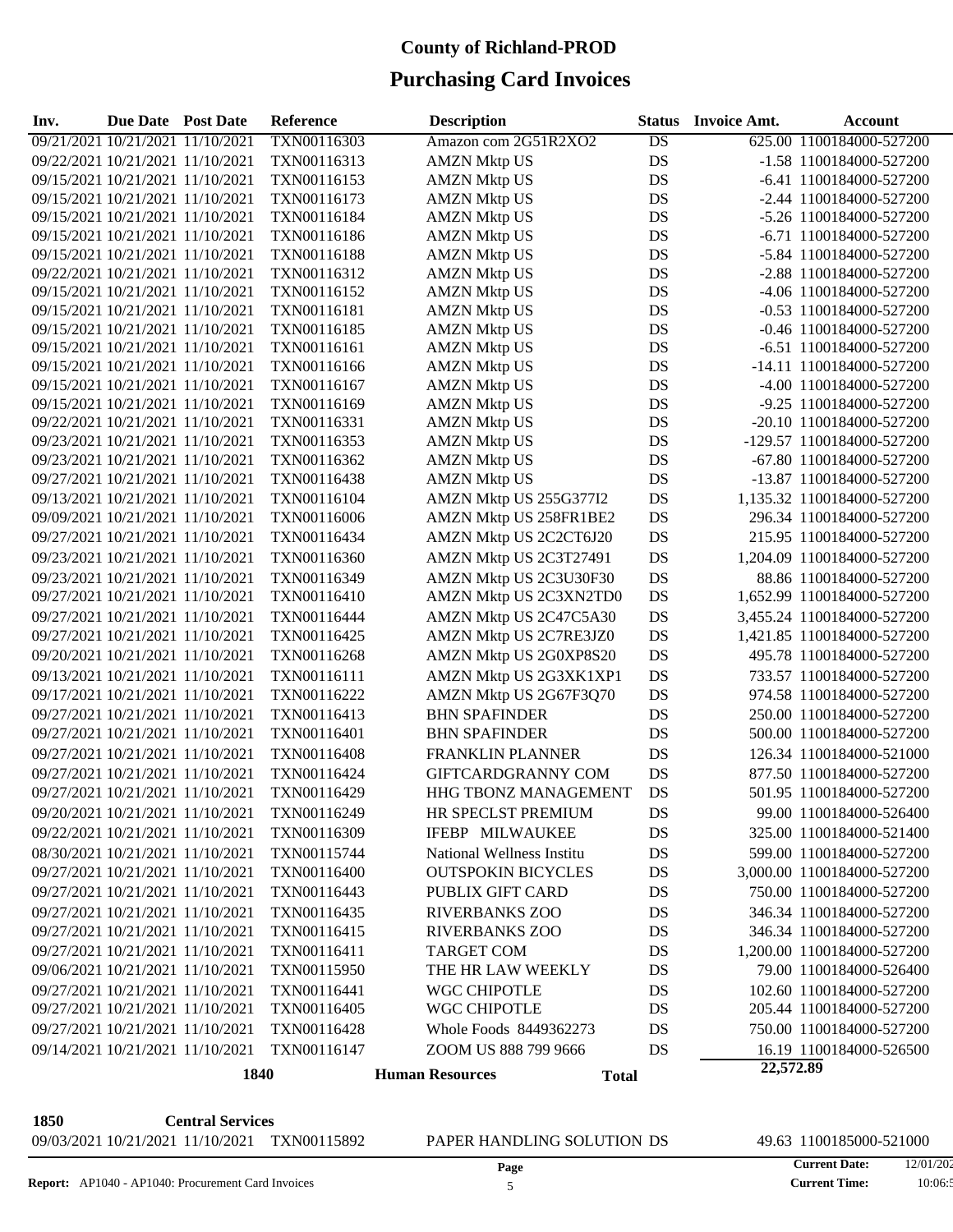# County of Richland-PROD

## Purchasing Card Invoices

| Inv. | Due Date | Post Date | Reference | Description | Status | Invoice Amt. | Account |
|---|---|---|---|---|---|---|---|
| 09/21/2021 | 10/21/2021 | 11/10/2021 | TXN00116303 | Amazon com 2G51R2XO2 | DS | 625.00 | 1100184000-527200 |
| 09/22/2021 | 10/21/2021 | 11/10/2021 | TXN00116313 | AMZN Mktp US | DS | -1.58 | 1100184000-527200 |
| 09/15/2021 | 10/21/2021 | 11/10/2021 | TXN00116153 | AMZN Mktp US | DS | -6.41 | 1100184000-527200 |
| 09/15/2021 | 10/21/2021 | 11/10/2021 | TXN00116173 | AMZN Mktp US | DS | -2.44 | 1100184000-527200 |
| 09/15/2021 | 10/21/2021 | 11/10/2021 | TXN00116184 | AMZN Mktp US | DS | -5.26 | 1100184000-527200 |
| 09/15/2021 | 10/21/2021 | 11/10/2021 | TXN00116186 | AMZN Mktp US | DS | -6.71 | 1100184000-527200 |
| 09/15/2021 | 10/21/2021 | 11/10/2021 | TXN00116188 | AMZN Mktp US | DS | -5.84 | 1100184000-527200 |
| 09/22/2021 | 10/21/2021 | 11/10/2021 | TXN00116312 | AMZN Mktp US | DS | -2.88 | 1100184000-527200 |
| 09/15/2021 | 10/21/2021 | 11/10/2021 | TXN00116152 | AMZN Mktp US | DS | -4.06 | 1100184000-527200 |
| 09/15/2021 | 10/21/2021 | 11/10/2021 | TXN00116181 | AMZN Mktp US | DS | -0.53 | 1100184000-527200 |
| 09/15/2021 | 10/21/2021 | 11/10/2021 | TXN00116185 | AMZN Mktp US | DS | -0.46 | 1100184000-527200 |
| 09/15/2021 | 10/21/2021 | 11/10/2021 | TXN00116161 | AMZN Mktp US | DS | -6.51 | 1100184000-527200 |
| 09/15/2021 | 10/21/2021 | 11/10/2021 | TXN00116166 | AMZN Mktp US | DS | -14.11 | 1100184000-527200 |
| 09/15/2021 | 10/21/2021 | 11/10/2021 | TXN00116167 | AMZN Mktp US | DS | -4.00 | 1100184000-527200 |
| 09/15/2021 | 10/21/2021 | 11/10/2021 | TXN00116169 | AMZN Mktp US | DS | -9.25 | 1100184000-527200 |
| 09/22/2021 | 10/21/2021 | 11/10/2021 | TXN00116331 | AMZN Mktp US | DS | -20.10 | 1100184000-527200 |
| 09/23/2021 | 10/21/2021 | 11/10/2021 | TXN00116353 | AMZN Mktp US | DS | -129.57 | 1100184000-527200 |
| 09/23/2021 | 10/21/2021 | 11/10/2021 | TXN00116362 | AMZN Mktp US | DS | -67.80 | 1100184000-527200 |
| 09/27/2021 | 10/21/2021 | 11/10/2021 | TXN00116438 | AMZN Mktp US | DS | -13.87 | 1100184000-527200 |
| 09/13/2021 | 10/21/2021 | 11/10/2021 | TXN00116104 | AMZN Mktp US 255G377I2 | DS | 1,135.32 | 1100184000-527200 |
| 09/09/2021 | 10/21/2021 | 11/10/2021 | TXN00116006 | AMZN Mktp US 258FR1BE2 | DS | 296.34 | 1100184000-527200 |
| 09/27/2021 | 10/21/2021 | 11/10/2021 | TXN00116434 | AMZN Mktp US 2C2CT6J20 | DS | 215.95 | 1100184000-527200 |
| 09/23/2021 | 10/21/2021 | 11/10/2021 | TXN00116360 | AMZN Mktp US 2C3T27491 | DS | 1,204.09 | 1100184000-527200 |
| 09/23/2021 | 10/21/2021 | 11/10/2021 | TXN00116349 | AMZN Mktp US 2C3U30F30 | DS | 88.86 | 1100184000-527200 |
| 09/27/2021 | 10/21/2021 | 11/10/2021 | TXN00116410 | AMZN Mktp US 2C3XN2TD0 | DS | 1,652.99 | 1100184000-527200 |
| 09/27/2021 | 10/21/2021 | 11/10/2021 | TXN00116444 | AMZN Mktp US 2C47C5A30 | DS | 3,455.24 | 1100184000-527200 |
| 09/27/2021 | 10/21/2021 | 11/10/2021 | TXN00116425 | AMZN Mktp US 2C7RE3JZ0 | DS | 1,421.85 | 1100184000-527200 |
| 09/20/2021 | 10/21/2021 | 11/10/2021 | TXN00116268 | AMZN Mktp US 2G0XP8S20 | DS | 495.78 | 1100184000-527200 |
| 09/13/2021 | 10/21/2021 | 11/10/2021 | TXN00116111 | AMZN Mktp US 2G3XK1XP1 | DS | 733.57 | 1100184000-527200 |
| 09/17/2021 | 10/21/2021 | 11/10/2021 | TXN00116222 | AMZN Mktp US 2G67F3Q70 | DS | 974.58 | 1100184000-527200 |
| 09/27/2021 | 10/21/2021 | 11/10/2021 | TXN00116413 | BHN SPAFINDER | DS | 250.00 | 1100184000-527200 |
| 09/27/2021 | 10/21/2021 | 11/10/2021 | TXN00116401 | BHN SPAFINDER | DS | 500.00 | 1100184000-527200 |
| 09/27/2021 | 10/21/2021 | 11/10/2021 | TXN00116408 | FRANKLIN PLANNER | DS | 126.34 | 1100184000-521000 |
| 09/27/2021 | 10/21/2021 | 11/10/2021 | TXN00116424 | GIFTCARDGRANNY COM | DS | 877.50 | 1100184000-527200 |
| 09/27/2021 | 10/21/2021 | 11/10/2021 | TXN00116429 | HHG TBONZ MANAGEMENT | DS | 501.95 | 1100184000-527200 |
| 09/20/2021 | 10/21/2021 | 11/10/2021 | TXN00116249 | HR SPECLST PREMIUM | DS | 99.00 | 1100184000-526400 |
| 09/22/2021 | 10/21/2021 | 11/10/2021 | TXN00116309 | IFEBP MILWAUKEE | DS | 325.00 | 1100184000-521400 |
| 08/30/2021 | 10/21/2021 | 11/10/2021 | TXN00115744 | National Wellness Institu | DS | 599.00 | 1100184000-527200 |
| 09/27/2021 | 10/21/2021 | 11/10/2021 | TXN00116400 | OUTSPOKIN BICYCLES | DS | 3,000.00 | 1100184000-527200 |
| 09/27/2021 | 10/21/2021 | 11/10/2021 | TXN00116443 | PUBLIX GIFT CARD | DS | 750.00 | 1100184000-527200 |
| 09/27/2021 | 10/21/2021 | 11/10/2021 | TXN00116435 | RIVERBANKS ZOO | DS | 346.34 | 1100184000-527200 |
| 09/27/2021 | 10/21/2021 | 11/10/2021 | TXN00116415 | RIVERBANKS ZOO | DS | 346.34 | 1100184000-527200 |
| 09/27/2021 | 10/21/2021 | 11/10/2021 | TXN00116411 | TARGET COM | DS | 1,200.00 | 1100184000-527200 |
| 09/06/2021 | 10/21/2021 | 11/10/2021 | TXN00115950 | THE HR LAW WEEKLY | DS | 79.00 | 1100184000-526400 |
| 09/27/2021 | 10/21/2021 | 11/10/2021 | TXN00116441 | WGC CHIPOTLE | DS | 102.60 | 1100184000-527200 |
| 09/27/2021 | 10/21/2021 | 11/10/2021 | TXN00116405 | WGC CHIPOTLE | DS | 205.44 | 1100184000-527200 |
| 09/27/2021 | 10/21/2021 | 11/10/2021 | TXN00116428 | Whole Foods 8449362273 | DS | 750.00 | 1100184000-527200 |
| 09/14/2021 | 10/21/2021 | 11/10/2021 | TXN00116147 | ZOOM US 888 799 9666 | DS | 16.19 | 1100184000-526500 |
| | | **1840** | | **Human Resources** | **Total** | **22,572.89** | |

**1850** **Central Services**

| Inv. | Due Date | Post Date | Reference | Description | Status | Invoice Amt. | Account |
|---|---|---|---|---|---|---|---|
| 09/03/2021 | 10/21/2021 | 11/10/2021 | TXN00115892 | PAPER HANDLING SOLUTION | DS | 49.63 | 1100185000-521000 |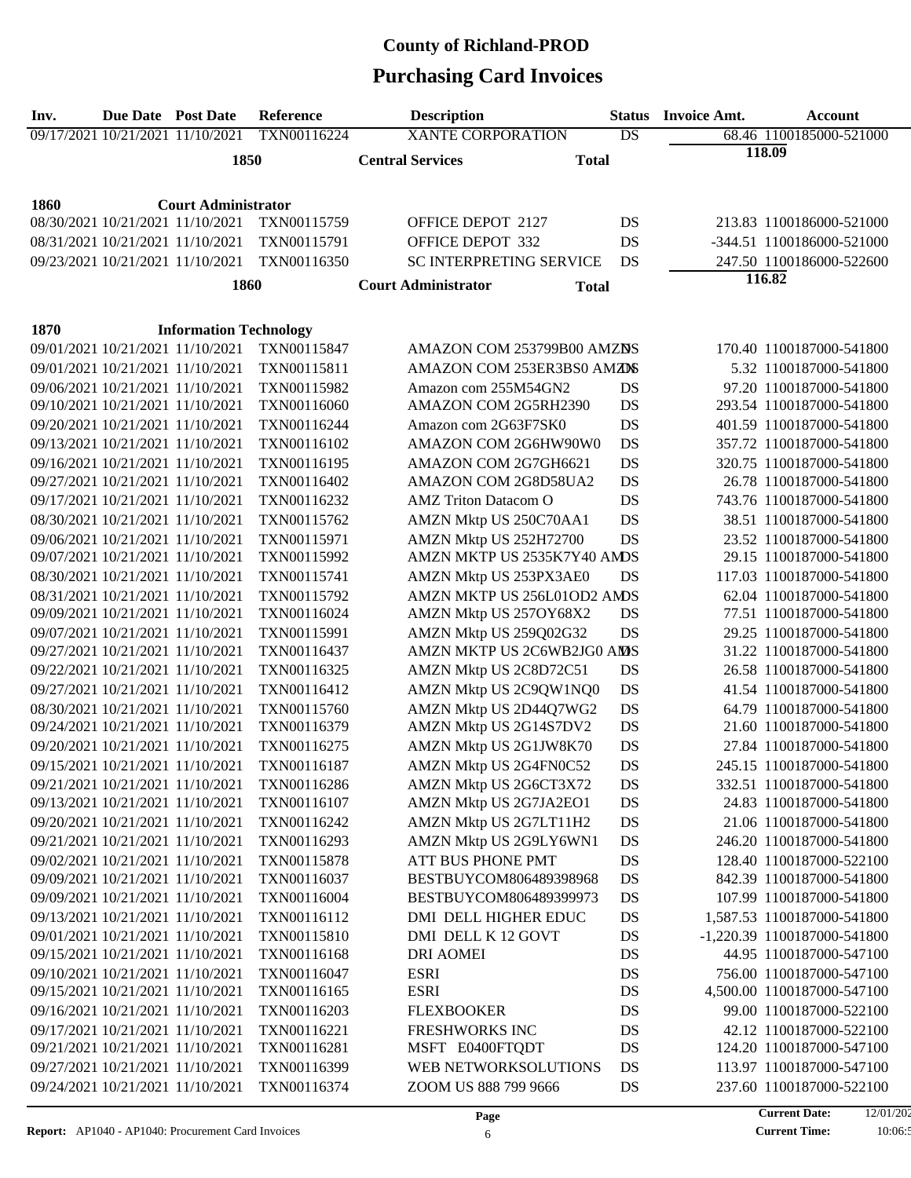# County of Richland-PROD

## Purchasing Card Invoices

| Inv. | Due Date | Post Date | Reference | Description | Status | Invoice Amt. | Account |
|---|---|---|---|---|---|---|---|
| 09/17/2021 | 10/21/2021 | 11/10/2021 | TXN00116224 | XANTE CORPORATION | DS | 68.46 | 1100185000-521000 |
| | | 1850 | | Central Services | Total | 118.09 | |
| **1860** | | **Court Administrator** | | | | | |
| 08/30/2021 | 10/21/2021 | 11/10/2021 | TXN00115759 | OFFICE DEPOT 2127 | DS | 213.83 | 1100186000-521000 |
| 08/31/2021 | 10/21/2021 | 11/10/2021 | TXN00115791 | OFFICE DEPOT 332 | DS | -344.51 | 1100186000-521000 |
| 09/23/2021 | 10/21/2021 | 11/10/2021 | TXN00116350 | SC INTERPRETING SERVICE | DS | 247.50 | 1100186000-522600 |
| | | 1860 | | Court Administrator | Total | 116.82 | |
| **1870** | | **Information Technology** | | | | | |
| 09/01/2021 | 10/21/2021 | 11/10/2021 | TXN00115847 | AMAZON COM 253799B00 AMZN | DS | 170.40 | 1100187000-541800 |
| 09/01/2021 | 10/21/2021 | 11/10/2021 | TXN00115811 | AMAZON COM 253ER3BS0 AMZN | DS | 5.32 | 1100187000-541800 |
| 09/06/2021 | 10/21/2021 | 11/10/2021 | TXN00115982 | Amazon com 255M54GN2 | DS | 97.20 | 1100187000-541800 |
| 09/10/2021 | 10/21/2021 | 11/10/2021 | TXN00116060 | AMAZON COM 2G5RH2390 | DS | 293.54 | 1100187000-541800 |
| 09/20/2021 | 10/21/2021 | 11/10/2021 | TXN00116244 | Amazon com 2G63F7SK0 | DS | 401.59 | 1100187000-541800 |
| 09/13/2021 | 10/21/2021 | 11/10/2021 | TXN00116102 | AMAZON COM 2G6HW90W0 | DS | 357.72 | 1100187000-541800 |
| 09/16/2021 | 10/21/2021 | 11/10/2021 | TXN00116195 | AMAZON COM 2G7GH6621 | DS | 320.75 | 1100187000-541800 |
| 09/27/2021 | 10/21/2021 | 11/10/2021 | TXN00116402 | AMAZON COM 2G8D58UA2 | DS | 26.78 | 1100187000-541800 |
| 09/17/2021 | 10/21/2021 | 11/10/2021 | TXN00116232 | AMZ Triton Datacom O | DS | 743.76 | 1100187000-541800 |
| 08/30/2021 | 10/21/2021 | 11/10/2021 | TXN00115762 | AMZN Mktp US 250C70AA1 | DS | 38.51 | 1100187000-541800 |
| 09/06/2021 | 10/21/2021 | 11/10/2021 | TXN00115971 | AMZN Mktp US 252H72700 | DS | 23.52 | 1100187000-541800 |
| 09/07/2021 | 10/21/2021 | 11/10/2021 | TXN00115992 | AMZN MKTP US 2535K7Y40 AM | DS | 29.15 | 1100187000-541800 |
| 08/30/2021 | 10/21/2021 | 11/10/2021 | TXN00115741 | AMZN Mktp US 253PX3AE0 | DS | 117.03 | 1100187000-541800 |
| 08/31/2021 | 10/21/2021 | 11/10/2021 | TXN00115792 | AMZN MKTP US 256L01OD2 AM | DS | 62.04 | 1100187000-541800 |
| 09/09/2021 | 10/21/2021 | 11/10/2021 | TXN00116024 | AMZN Mktp US 257OY68X2 | DS | 77.51 | 1100187000-541800 |
| 09/07/2021 | 10/21/2021 | 11/10/2021 | TXN00115991 | AMZN Mktp US 259Q02G32 | DS | 29.25 | 1100187000-541800 |
| 09/27/2021 | 10/21/2021 | 11/10/2021 | TXN00116437 | AMZN MKTP US 2C6WB2JG0 AM | DS | 31.22 | 1100187000-541800 |
| 09/22/2021 | 10/21/2021 | 11/10/2021 | TXN00116325 | AMZN Mktp US 2C8D72C51 | DS | 26.58 | 1100187000-541800 |
| 09/27/2021 | 10/21/2021 | 11/10/2021 | TXN00116412 | AMZN Mktp US 2C9QW1NQ0 | DS | 41.54 | 1100187000-541800 |
| 08/30/2021 | 10/21/2021 | 11/10/2021 | TXN00115760 | AMZN Mktp US 2D44Q7WG2 | DS | 64.79 | 1100187000-541800 |
| 09/24/2021 | 10/21/2021 | 11/10/2021 | TXN00116379 | AMZN Mktp US 2G14S7DV2 | DS | 21.60 | 1100187000-541800 |
| 09/20/2021 | 10/21/2021 | 11/10/2021 | TXN00116275 | AMZN Mktp US 2G1JW8K70 | DS | 27.84 | 1100187000-541800 |
| 09/15/2021 | 10/21/2021 | 11/10/2021 | TXN00116187 | AMZN Mktp US 2G4FN0C52 | DS | 245.15 | 1100187000-541800 |
| 09/21/2021 | 10/21/2021 | 11/10/2021 | TXN00116286 | AMZN Mktp US 2G6CT3X72 | DS | 332.51 | 1100187000-541800 |
| 09/13/2021 | 10/21/2021 | 11/10/2021 | TXN00116107 | AMZN Mktp US 2G7JA2EO1 | DS | 24.83 | 1100187000-541800 |
| 09/20/2021 | 10/21/2021 | 11/10/2021 | TXN00116242 | AMZN Mktp US 2G7LT11H2 | DS | 21.06 | 1100187000-541800 |
| 09/21/2021 | 10/21/2021 | 11/10/2021 | TXN00116293 | AMZN Mktp US 2G9LY6WN1 | DS | 246.20 | 1100187000-541800 |
| 09/02/2021 | 10/21/2021 | 11/10/2021 | TXN00115878 | ATT BUS PHONE PMT | DS | 128.40 | 1100187000-522100 |
| 09/09/2021 | 10/21/2021 | 11/10/2021 | TXN00116037 | BESTBUYCOM806489398968 | DS | 842.39 | 1100187000-541800 |
| 09/09/2021 | 10/21/2021 | 11/10/2021 | TXN00116004 | BESTBUYCOM806489399973 | DS | 107.99 | 1100187000-541800 |
| 09/13/2021 | 10/21/2021 | 11/10/2021 | TXN00116112 | DMI DELL HIGHER EDUC | DS | 1,587.53 | 1100187000-541800 |
| 09/01/2021 | 10/21/2021 | 11/10/2021 | TXN00115810 | DMI DELL K 12 GOVT | DS | -1,220.39 | 1100187000-541800 |
| 09/15/2021 | 10/21/2021 | 11/10/2021 | TXN00116168 | DRI AOMEI | DS | 44.95 | 1100187000-547100 |
| 09/10/2021 | 10/21/2021 | 11/10/2021 | TXN00116047 | ESRI | DS | 756.00 | 1100187000-547100 |
| 09/15/2021 | 10/21/2021 | 11/10/2021 | TXN00116165 | ESRI | DS | 4,500.00 | 1100187000-547100 |
| 09/16/2021 | 10/21/2021 | 11/10/2021 | TXN00116203 | FLEXBOOKER | DS | 99.00 | 1100187000-522100 |
| 09/17/2021 | 10/21/2021 | 11/10/2021 | TXN00116221 | FRESHWORKS INC | DS | 42.12 | 1100187000-522100 |
| 09/21/2021 | 10/21/2021 | 11/10/2021 | TXN00116281 | MSFT E0400FTQDT | DS | 124.20 | 1100187000-547100 |
| 09/27/2021 | 10/21/2021 | 11/10/2021 | TXN00116399 | WEB NETWORKSOLUTIONS | DS | 113.97 | 1100187000-547100 |
| 09/24/2021 | 10/21/2021 | 11/10/2021 | TXN00116374 | ZOOM US 888 799 9666 | DS | 237.60 | 1100187000-522100 |

**Report:** AP1040 - AP1040: Procurement Card Invoices

**Current Date:** 12/01/202

**Current Time:** 10:06:5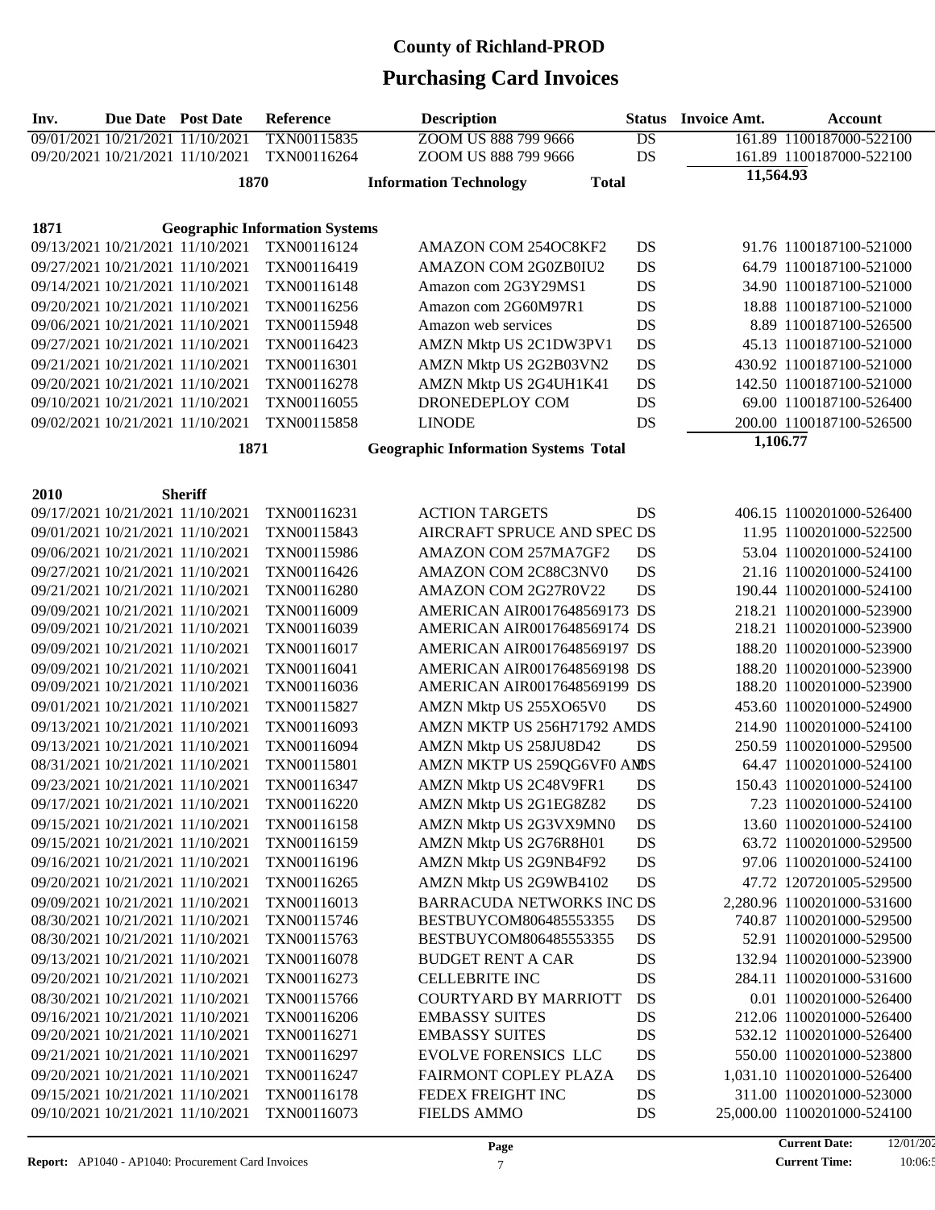# County of Richland-PROD

## Purchasing Card Invoices

| Inv. | Due Date | Post Date | Reference | Description | Status | Invoice Amt. | Account |
|---|---|---|---|---|---|---|---|
| 09/01/2021 | 10/21/2021 | 11/10/2021 | TXN00115835 | ZOOM US 888 799 9666 | DS | 161.89 | 1100187000-522100 |
| 09/20/2021 | 10/21/2021 | 11/10/2021 | TXN00116264 | ZOOM US 888 799 9666 | DS | 161.89 | 1100187000-522100 |
| | | 1870 | | Information Technology | Total | 11,564.93 | |
| 1871 | | Geographic Information Systems | | | | | |
| 09/13/2021 | 10/21/2021 | 11/10/2021 | TXN00116124 | AMAZON COM 254OC8KF2 | DS | 91.76 | 1100187100-521000 |
| 09/27/2021 | 10/21/2021 | 11/10/2021 | TXN00116419 | AMAZON COM 2G0ZB0IU2 | DS | 64.79 | 1100187100-521000 |
| 09/14/2021 | 10/21/2021 | 11/10/2021 | TXN00116148 | Amazon com 2G3Y29MS1 | DS | 34.90 | 1100187100-521000 |
| 09/20/2021 | 10/21/2021 | 11/10/2021 | TXN00116256 | Amazon com 2G60M97R1 | DS | 18.88 | 1100187100-521000 |
| 09/06/2021 | 10/21/2021 | 11/10/2021 | TXN00115948 | Amazon web services | DS | 8.89 | 1100187100-526500 |
| 09/27/2021 | 10/21/2021 | 11/10/2021 | TXN00116423 | AMZN Mktp US 2C1DW3PV1 | DS | 45.13 | 1100187100-521000 |
| 09/21/2021 | 10/21/2021 | 11/10/2021 | TXN00116301 | AMZN Mktp US 2G2B03VN2 | DS | 430.92 | 1100187100-521000 |
| 09/20/2021 | 10/21/2021 | 11/10/2021 | TXN00116278 | AMZN Mktp US 2G4UH1K41 | DS | 142.50 | 1100187100-521000 |
| 09/10/2021 | 10/21/2021 | 11/10/2021 | TXN00116055 | DRONEDEPLOY COM | DS | 69.00 | 1100187100-526400 |
| 09/02/2021 | 10/21/2021 | 11/10/2021 | TXN00115858 | LINODE | DS | 200.00 | 1100187100-526500 |
| | | 1871 | | Geographic Information Systems Total | | 1,106.77 | |
| 2010 | | Sheriff | | | | | |
| 09/17/2021 | 10/21/2021 | 11/10/2021 | TXN00116231 | ACTION TARGETS | DS | 406.15 | 1100201000-526400 |
| 09/01/2021 | 10/21/2021 | 11/10/2021 | TXN00115843 | AIRCRAFT SPRUCE AND SPEC | DS | 11.95 | 1100201000-522500 |
| 09/06/2021 | 10/21/2021 | 11/10/2021 | TXN00115986 | AMAZON COM 257MA7GF2 | DS | 53.04 | 1100201000-524100 |
| 09/27/2021 | 10/21/2021 | 11/10/2021 | TXN00116426 | AMAZON COM 2C88C3NV0 | DS | 21.16 | 1100201000-524100 |
| 09/21/2021 | 10/21/2021 | 11/10/2021 | TXN00116280 | AMAZON COM 2G27R0V22 | DS | 190.44 | 1100201000-524100 |
| 09/09/2021 | 10/21/2021 | 11/10/2021 | TXN00116009 | AMERICAN AIR0017648569173 | DS | 218.21 | 1100201000-523900 |
| 09/09/2021 | 10/21/2021 | 11/10/2021 | TXN00116039 | AMERICAN AIR0017648569174 | DS | 218.21 | 1100201000-523900 |
| 09/09/2021 | 10/21/2021 | 11/10/2021 | TXN00116017 | AMERICAN AIR0017648569197 | DS | 188.20 | 1100201000-523900 |
| 09/09/2021 | 10/21/2021 | 11/10/2021 | TXN00116041 | AMERICAN AIR0017648569198 | DS | 188.20 | 1100201000-523900 |
| 09/09/2021 | 10/21/2021 | 11/10/2021 | TXN00116036 | AMERICAN AIR0017648569199 | DS | 188.20 | 1100201000-523900 |
| 09/01/2021 | 10/21/2021 | 11/10/2021 | TXN00115827 | AMZN Mktp US 255XO65V0 | DS | 453.60 | 1100201000-524900 |
| 09/13/2021 | 10/21/2021 | 11/10/2021 | TXN00116093 | AMZN MKTP US 256H71792 AM | DS | 214.90 | 1100201000-524100 |
| 09/13/2021 | 10/21/2021 | 11/10/2021 | TXN00116094 | AMZN Mktp US 258JU8D42 | DS | 250.59 | 1100201000-529500 |
| 08/31/2021 | 10/21/2021 | 11/10/2021 | TXN00115801 | AMZN MKTP US 259QG6VF0 AM | DS | 64.47 | 1100201000-524100 |
| 09/23/2021 | 10/21/2021 | 11/10/2021 | TXN00116347 | AMZN Mktp US 2C48V9FR1 | DS | 150.43 | 1100201000-524100 |
| 09/17/2021 | 10/21/2021 | 11/10/2021 | TXN00116220 | AMZN Mktp US 2G1EG8Z82 | DS | 7.23 | 1100201000-524100 |
| 09/15/2021 | 10/21/2021 | 11/10/2021 | TXN00116158 | AMZN Mktp US 2G3VX9MN0 | DS | 13.60 | 1100201000-524100 |
| 09/15/2021 | 10/21/2021 | 11/10/2021 | TXN00116159 | AMZN Mktp US 2G76R8H01 | DS | 63.72 | 1100201000-529500 |
| 09/16/2021 | 10/21/2021 | 11/10/2021 | TXN00116196 | AMZN Mktp US 2G9NB4F92 | DS | 97.06 | 1100201000-524100 |
| 09/20/2021 | 10/21/2021 | 11/10/2021 | TXN00116265 | AMZN Mktp US 2G9WB4102 | DS | 47.72 | 1207201005-529500 |
| 09/09/2021 | 10/21/2021 | 11/10/2021 | TXN00116013 | BARRACUDA NETWORKS INC | DS | 2,280.96 | 1100201000-531600 |
| 08/30/2021 | 10/21/2021 | 11/10/2021 | TXN00115746 | BESTBUYCOM806485553355 | DS | 740.87 | 1100201000-529500 |
| 08/30/2021 | 10/21/2021 | 11/10/2021 | TXN00115763 | BESTBUYCOM806485553355 | DS | 52.91 | 1100201000-529500 |
| 09/13/2021 | 10/21/2021 | 11/10/2021 | TXN00116078 | BUDGET RENT A CAR | DS | 132.94 | 1100201000-523900 |
| 09/20/2021 | 10/21/2021 | 11/10/2021 | TXN00116273 | CELLEBRITE INC | DS | 284.11 | 1100201000-531600 |
| 08/30/2021 | 10/21/2021 | 11/10/2021 | TXN00115766 | COURTYARD BY MARRIOTT | DS | 0.01 | 1100201000-526400 |
| 09/16/2021 | 10/21/2021 | 11/10/2021 | TXN00116206 | EMBASSY SUITES | DS | 212.06 | 1100201000-526400 |
| 09/20/2021 | 10/21/2021 | 11/10/2021 | TXN00116271 | EMBASSY SUITES | DS | 532.12 | 1100201000-526400 |
| 09/21/2021 | 10/21/2021 | 11/10/2021 | TXN00116297 | EVOLVE FORENSICS LLC | DS | 550.00 | 1100201000-523800 |
| 09/20/2021 | 10/21/2021 | 11/10/2021 | TXN00116247 | FAIRMONT COPLEY PLAZA | DS | 1,031.10 | 1100201000-526400 |
| 09/15/2021 | 10/21/2021 | 11/10/2021 | TXN00116178 | FEDEX FREIGHT INC | DS | 311.00 | 1100201000-523000 |
| 09/10/2021 | 10/21/2021 | 11/10/2021 | TXN00116073 | FIELDS AMMO | DS | 25,000.00 | 1100201000-524100 |

**Report:** AP1040 - AP1040: Procurement Card Invoices

**Current Date:** 12/01/202

**Current Time:** 10:06:5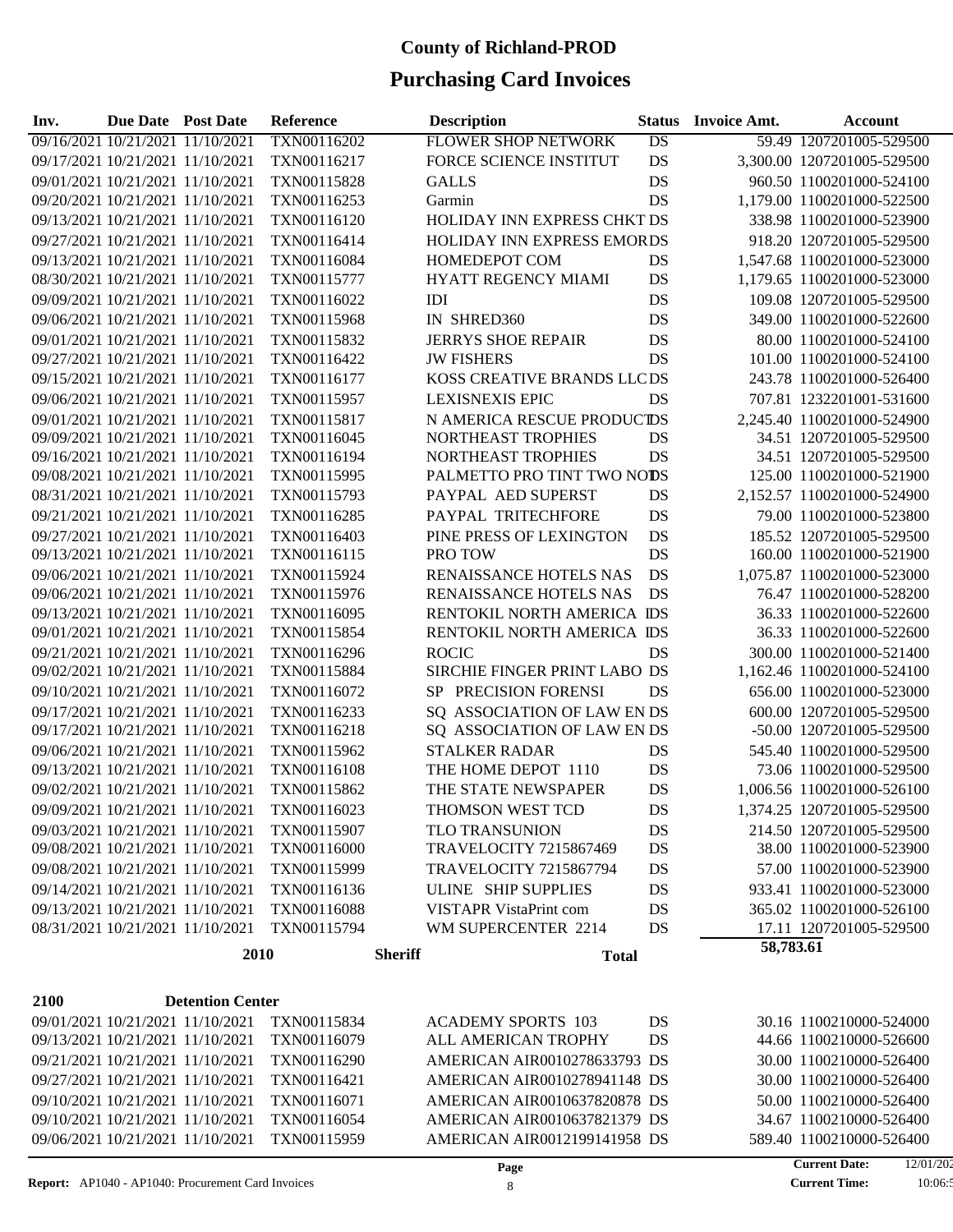# County of Richland-PROD

# Purchasing Card Invoices

| Inv. | Due Date | Post Date | Reference | Description | Status | Invoice Amt. | Account |
|---|---|---|---|---|---|---|---|
| 09/16/2021 | 10/21/2021 | 11/10/2021 | TXN00116202 | FLOWER SHOP NETWORK | DS | 59.49 | 1207201005-529500 |
| 09/17/2021 | 10/21/2021 | 11/10/2021 | TXN00116217 | FORCE SCIENCE INSTITUT | DS | 3,300.00 | 1207201005-529500 |
| 09/01/2021 | 10/21/2021 | 11/10/2021 | TXN00115828 | GALLS | DS | 960.50 | 1100201000-524100 |
| 09/20/2021 | 10/21/2021 | 11/10/2021 | TXN00116253 | Garmin | DS | 1,179.00 | 1100201000-522500 |
| 09/13/2021 | 10/21/2021 | 11/10/2021 | TXN00116120 | HOLIDAY INN EXPRESS CHKT | DS | 338.98 | 1100201000-523900 |
| 09/27/2021 | 10/21/2021 | 11/10/2021 | TXN00116414 | HOLIDAY INN EXPRESS EMOR | DS | 918.20 | 1207201005-529500 |
| 09/13/2021 | 10/21/2021 | 11/10/2021 | TXN00116084 | HOMEDEPOT COM | DS | 1,547.68 | 1100201000-523000 |
| 08/30/2021 | 10/21/2021 | 11/10/2021 | TXN00115777 | HYATT REGENCY MIAMI | DS | 1,179.65 | 1100201000-523000 |
| 09/09/2021 | 10/21/2021 | 11/10/2021 | TXN00116022 | IDI | DS | 109.08 | 1207201005-529500 |
| 09/06/2021 | 10/21/2021 | 11/10/2021 | TXN00115968 | IN SHRED360 | DS | 349.00 | 1100201000-522600 |
| 09/01/2021 | 10/21/2021 | 11/10/2021 | TXN00115832 | JERRYS SHOE REPAIR | DS | 80.00 | 1100201000-524100 |
| 09/27/2021 | 10/21/2021 | 11/10/2021 | TXN00116422 | JW FISHERS | DS | 101.00 | 1100201000-524100 |
| 09/15/2021 | 10/21/2021 | 11/10/2021 | TXN00116177 | KOSS CREATIVE BRANDS LLC | DS | 243.78 | 1100201000-526400 |
| 09/06/2021 | 10/21/2021 | 11/10/2021 | TXN00115957 | LEXISNEXIS EPIC | DS | 707.81 | 1232201001-531600 |
| 09/01/2021 | 10/21/2021 | 11/10/2021 | TXN00115817 | N AMERICA RESCUE PRODUCT | DS | 2,245.40 | 1100201000-524900 |
| 09/09/2021 | 10/21/2021 | 11/10/2021 | TXN00116045 | NORTHEAST TROPHIES | DS | 34.51 | 1207201005-529500 |
| 09/16/2021 | 10/21/2021 | 11/10/2021 | TXN00116194 | NORTHEAST TROPHIES | DS | 34.51 | 1207201005-529500 |
| 09/08/2021 | 10/21/2021 | 11/10/2021 | TXN00115995 | PALMETTO PRO TINT TWO NO | DS | 125.00 | 1100201000-521900 |
| 08/31/2021 | 10/21/2021 | 11/10/2021 | TXN00115793 | PAYPAL AED SUPERST | DS | 2,152.57 | 1100201000-524900 |
| 09/21/2021 | 10/21/2021 | 11/10/2021 | TXN00116285 | PAYPAL TRITECHFORE | DS | 79.00 | 1100201000-523800 |
| 09/27/2021 | 10/21/2021 | 11/10/2021 | TXN00116403 | PINE PRESS OF LEXINGTON | DS | 185.52 | 1207201005-529500 |
| 09/13/2021 | 10/21/2021 | 11/10/2021 | TXN00116115 | PRO TOW | DS | 160.00 | 1100201000-521900 |
| 09/06/2021 | 10/21/2021 | 11/10/2021 | TXN00115924 | RENAISSANCE HOTELS NAS | DS | 1,075.87 | 1100201000-523000 |
| 09/06/2021 | 10/21/2021 | 11/10/2021 | TXN00115976 | RENAISSANCE HOTELS NAS | DS | 76.47 | 1100201000-528200 |
| 09/13/2021 | 10/21/2021 | 11/10/2021 | TXN00116095 | RENTOKIL NORTH AMERICA I | DS | 36.33 | 1100201000-522600 |
| 09/01/2021 | 10/21/2021 | 11/10/2021 | TXN00115854 | RENTOKIL NORTH AMERICA I | DS | 36.33 | 1100201000-522600 |
| 09/21/2021 | 10/21/2021 | 11/10/2021 | TXN00116296 | ROCIC | DS | 300.00 | 1100201000-521400 |
| 09/02/2021 | 10/21/2021 | 11/10/2021 | TXN00115884 | SIRCHIE FINGER PRINT LABO | DS | 1,162.46 | 1100201000-524100 |
| 09/10/2021 | 10/21/2021 | 11/10/2021 | TXN00116072 | SP PRECISION FORENSI | DS | 656.00 | 1100201000-523000 |
| 09/17/2021 | 10/21/2021 | 11/10/2021 | TXN00116233 | SQ ASSOCIATION OF LAW EN | DS | 600.00 | 1207201005-529500 |
| 09/17/2021 | 10/21/2021 | 11/10/2021 | TXN00116218 | SQ ASSOCIATION OF LAW EN | DS | -50.00 | 1207201005-529500 |
| 09/06/2021 | 10/21/2021 | 11/10/2021 | TXN00115962 | STALKER RADAR | DS | 545.40 | 1100201000-529500 |
| 09/13/2021 | 10/21/2021 | 11/10/2021 | TXN00116108 | THE HOME DEPOT 1110 | DS | 73.06 | 1100201000-529500 |
| 09/02/2021 | 10/21/2021 | 11/10/2021 | TXN00115862 | THE STATE NEWSPAPER | DS | 1,006.56 | 1100201000-526100 |
| 09/09/2021 | 10/21/2021 | 11/10/2021 | TXN00116023 | THOMSON WEST TCD | DS | 1,374.25 | 1207201005-529500 |
| 09/03/2021 | 10/21/2021 | 11/10/2021 | TXN00115907 | TLO TRANSUNION | DS | 214.50 | 1207201005-529500 |
| 09/08/2021 | 10/21/2021 | 11/10/2021 | TXN00116000 | TRAVELOCITY 7215867469 | DS | 38.00 | 1100201000-523900 |
| 09/08/2021 | 10/21/2021 | 11/10/2021 | TXN00115999 | TRAVELOCITY 7215867794 | DS | 57.00 | 1100201000-523900 |
| 09/14/2021 | 10/21/2021 | 11/10/2021 | TXN00116136 | ULINE SHIP SUPPLIES | DS | 933.41 | 1100201000-523000 |
| 09/13/2021 | 10/21/2021 | 11/10/2021 | TXN00116088 | VISTAPR VistaPrint com | DS | 365.02 | 1100201000-526100 |
| 08/31/2021 | 10/21/2021 | 11/10/2021 | TXN00115794 | WM SUPERCENTER 2214 | DS | 17.11 | 1207201005-529500 |
| | | **2010** | **Sheriff** | **Total** | | **58,783.61** | |

**2100 Detention Center**

| Inv. | Due Date | Post Date | Reference | Description | Status | Invoice Amt. | Account |
|---|---|---|---|---|---|---|---|
| 09/01/2021 | 10/21/2021 | 11/10/2021 | TXN00115834 | ACADEMY SPORTS 103 | DS | 30.16 | 1100210000-524000 |
| 09/13/2021 | 10/21/2021 | 11/10/2021 | TXN00116079 | ALL AMERICAN TROPHY | DS | 44.66 | 1100210000-526600 |
| 09/21/2021 | 10/21/2021 | 11/10/2021 | TXN00116290 | AMERICAN AIR0010278633793 | DS | 30.00 | 1100210000-526400 |
| 09/27/2021 | 10/21/2021 | 11/10/2021 | TXN00116421 | AMERICAN AIR0010278941148 | DS | 30.00 | 1100210000-526400 |
| 09/10/2021 | 10/21/2021 | 11/10/2021 | TXN00116071 | AMERICAN AIR0010637820878 | DS | 50.00 | 1100210000-526400 |
| 09/10/2021 | 10/21/2021 | 11/10/2021 | TXN00116054 | AMERICAN AIR0010637821379 | DS | 34.67 | 1100210000-526400 |
| 09/06/2021 | 10/21/2021 | 11/10/2021 | TXN00115959 | AMERICAN AIR0012199141958 | DS | 589.40 | 1100210000-526400 |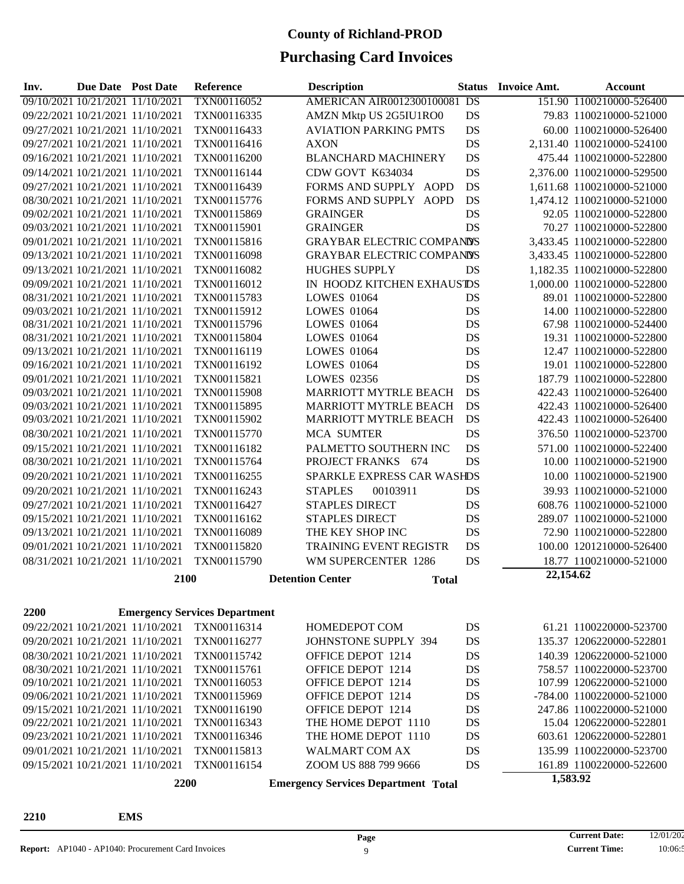# County of Richland-PROD

## Purchasing Card Invoices

| Inv. | Due Date | Post Date | Reference | Description | Status | Invoice Amt. | Account |
|---|---|---|---|---|---|---|---|
| 09/10/2021 | 10/21/2021 | 11/10/2021 | TXN00116052 | AMERICAN AIR0012300100081 | DS | 151.90 | 1100210000-526400 |
| 09/22/2021 | 10/21/2021 | 11/10/2021 | TXN00116335 | AMZN Mktp US 2G5IU1RO0 | DS | 79.83 | 1100210000-521000 |
| 09/27/2021 | 10/21/2021 | 11/10/2021 | TXN00116433 | AVIATION PARKING PMTS | DS | 60.00 | 1100210000-526400 |
| 09/27/2021 | 10/21/2021 | 11/10/2021 | TXN00116416 | AXON | DS | 2,131.40 | 1100210000-524100 |
| 09/16/2021 | 10/21/2021 | 11/10/2021 | TXN00116200 | BLANCHARD MACHINERY | DS | 475.44 | 1100210000-522800 |
| 09/14/2021 | 10/21/2021 | 11/10/2021 | TXN00116144 | CDW GOVT K634034 | DS | 2,376.00 | 1100210000-529500 |
| 09/27/2021 | 10/21/2021 | 11/10/2021 | TXN00116439 | FORMS AND SUPPLY AOPD | DS | 1,611.68 | 1100210000-521000 |
| 08/30/2021 | 10/21/2021 | 11/10/2021 | TXN00115776 | FORMS AND SUPPLY AOPD | DS | 1,474.12 | 1100210000-521000 |
| 09/02/2021 | 10/21/2021 | 11/10/2021 | TXN00115869 | GRAINGER | DS | 92.05 | 1100210000-522800 |
| 09/03/2021 | 10/21/2021 | 11/10/2021 | TXN00115901 | GRAINGER | DS | 70.27 | 1100210000-522800 |
| 09/01/2021 | 10/21/2021 | 11/10/2021 | TXN00115816 | GRAYBAR ELECTRIC COMPANY | DS | 3,433.45 | 1100210000-522800 |
| 09/13/2021 | 10/21/2021 | 11/10/2021 | TXN00116098 | GRAYBAR ELECTRIC COMPANY | DS | 3,433.45 | 1100210000-522800 |
| 09/13/2021 | 10/21/2021 | 11/10/2021 | TXN00116082 | HUGHES SUPPLY | DS | 1,182.35 | 1100210000-522800 |
| 09/09/2021 | 10/21/2021 | 11/10/2021 | TXN00116012 | IN HOODZ KITCHEN EXHAUST | DS | 1,000.00 | 1100210000-522800 |
| 08/31/2021 | 10/21/2021 | 11/10/2021 | TXN00115783 | LOWES 01064 | DS | 89.01 | 1100210000-522800 |
| 09/03/2021 | 10/21/2021 | 11/10/2021 | TXN00115912 | LOWES 01064 | DS | 14.00 | 1100210000-522800 |
| 08/31/2021 | 10/21/2021 | 11/10/2021 | TXN00115796 | LOWES 01064 | DS | 67.98 | 1100210000-524400 |
| 08/31/2021 | 10/21/2021 | 11/10/2021 | TXN00115804 | LOWES 01064 | DS | 19.31 | 1100210000-522800 |
| 09/13/2021 | 10/21/2021 | 11/10/2021 | TXN00116119 | LOWES 01064 | DS | 12.47 | 1100210000-522800 |
| 09/16/2021 | 10/21/2021 | 11/10/2021 | TXN00116192 | LOWES 01064 | DS | 19.01 | 1100210000-522800 |
| 09/01/2021 | 10/21/2021 | 11/10/2021 | TXN00115821 | LOWES 02356 | DS | 187.79 | 1100210000-522800 |
| 09/03/2021 | 10/21/2021 | 11/10/2021 | TXN00115908 | MARRIOTT MYTRLE BEACH | DS | 422.43 | 1100210000-526400 |
| 09/03/2021 | 10/21/2021 | 11/10/2021 | TXN00115895 | MARRIOTT MYTRLE BEACH | DS | 422.43 | 1100210000-526400 |
| 09/03/2021 | 10/21/2021 | 11/10/2021 | TXN00115902 | MARRIOTT MYTRLE BEACH | DS | 422.43 | 1100210000-526400 |
| 08/30/2021 | 10/21/2021 | 11/10/2021 | TXN00115770 | MCA SUMTER | DS | 376.50 | 1100210000-523700 |
| 09/15/2021 | 10/21/2021 | 11/10/2021 | TXN00116182 | PALMETTO SOUTHERN INC | DS | 571.00 | 1100210000-522400 |
| 08/30/2021 | 10/21/2021 | 11/10/2021 | TXN00115764 | PROJECT FRANKS 674 | DS | 10.00 | 1100210000-521900 |
| 09/20/2021 | 10/21/2021 | 11/10/2021 | TXN00116255 | SPARKLE EXPRESS CAR WASH | DS | 10.00 | 1100210000-521900 |
| 09/20/2021 | 10/21/2021 | 11/10/2021 | TXN00116243 | STAPLES 00103911 | DS | 39.93 | 1100210000-521000 |
| 09/27/2021 | 10/21/2021 | 11/10/2021 | TXN00116427 | STAPLES DIRECT | DS | 608.76 | 1100210000-521000 |
| 09/15/2021 | 10/21/2021 | 11/10/2021 | TXN00116162 | STAPLES DIRECT | DS | 289.07 | 1100210000-521000 |
| 09/13/2021 | 10/21/2021 | 11/10/2021 | TXN00116089 | THE KEY SHOP INC | DS | 72.90 | 1100210000-522800 |
| 09/01/2021 | 10/21/2021 | 11/10/2021 | TXN00115820 | TRAINING EVENT REGISTR | DS | 100.00 | 1201210000-526400 |
| 08/31/2021 | 10/21/2021 | 11/10/2021 | TXN00115790 | WM SUPERCENTER 1286 | DS | 18.77 | 1100210000-521000 |
| | | **2100** | | **Detention Center Total** | | **22,154.62** | |

**2200 Emergency Services Department**

| Inv. | Due Date | Post Date | Reference | Description | Status | Invoice Amt. | Account |
|---|---|---|---|---|---|---|---|
| 09/22/2021 | 10/21/2021 | 11/10/2021 | TXN00116314 | HOMEDEPOT COM | DS | 61.21 | 1100220000-523700 |
| 09/20/2021 | 10/21/2021 | 11/10/2021 | TXN00116277 | JOHNSTONE SUPPLY 394 | DS | 135.37 | 1206220000-522801 |
| 08/30/2021 | 10/21/2021 | 11/10/2021 | TXN00115742 | OFFICE DEPOT 1214 | DS | 140.39 | 1206220000-521000 |
| 08/30/2021 | 10/21/2021 | 11/10/2021 | TXN00115761 | OFFICE DEPOT 1214 | DS | 758.57 | 1100220000-523700 |
| 09/10/2021 | 10/21/2021 | 11/10/2021 | TXN00116053 | OFFICE DEPOT 1214 | DS | 107.99 | 1206220000-521000 |
| 09/06/2021 | 10/21/2021 | 11/10/2021 | TXN00115969 | OFFICE DEPOT 1214 | DS | -784.00 | 1100220000-521000 |
| 09/15/2021 | 10/21/2021 | 11/10/2021 | TXN00116190 | OFFICE DEPOT 1214 | DS | 247.86 | 1100220000-521000 |
| 09/22/2021 | 10/21/2021 | 11/10/2021 | TXN00116343 | THE HOME DEPOT 1110 | DS | 15.04 | 1206220000-522801 |
| 09/23/2021 | 10/21/2021 | 11/10/2021 | TXN00116346 | THE HOME DEPOT 1110 | DS | 603.61 | 1206220000-522801 |
| 09/01/2021 | 10/21/2021 | 11/10/2021 | TXN00115813 | WALMART COM AX | DS | 135.99 | 1100220000-523700 |
| 09/15/2021 | 10/21/2021 | 11/10/2021 | TXN00116154 | ZOOM US 888 799 9666 | DS | 161.89 | 1100220000-522600 |
| | | **2200** | | **Emergency Services Department Total** | | **1,583.92** | |

**2210 EMS**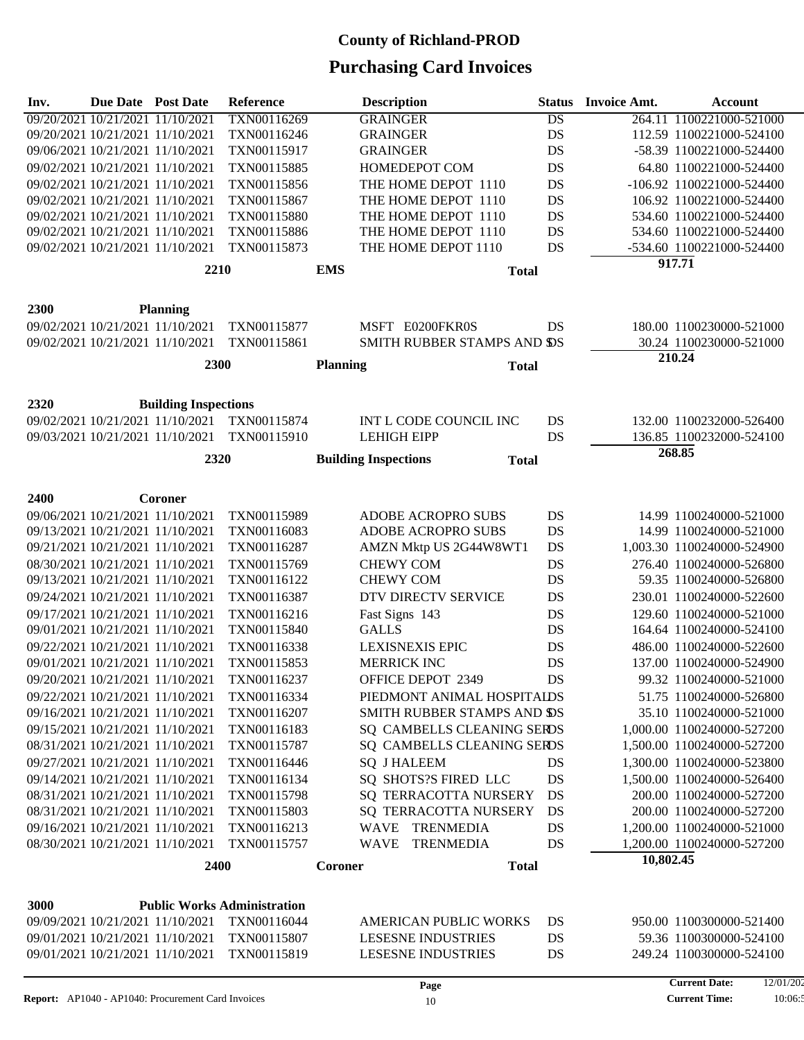# County of Richland-PROD

## Purchasing Card Invoices

| Inv. | Due Date | Post Date | Reference | Description | Status | Invoice Amt. | Account |
|---|---|---|---|---|---|---|---|
| 09/20/2021 | 10/21/2021 | 11/10/2021 | TXN00116269 | GRAINGER | DS | 264.11 | 1100221000-521000 |
| 09/20/2021 | 10/21/2021 | 11/10/2021 | TXN00116246 | GRAINGER | DS | 112.59 | 1100221000-524100 |
| 09/06/2021 | 10/21/2021 | 11/10/2021 | TXN00115917 | GRAINGER | DS | -58.39 | 1100221000-524400 |
| 09/02/2021 | 10/21/2021 | 11/10/2021 | TXN00115885 | HOMEDEPOT COM | DS | 64.80 | 1100221000-524400 |
| 09/02/2021 | 10/21/2021 | 11/10/2021 | TXN00115856 | THE HOME DEPOT 1110 | DS | -106.92 | 1100221000-524400 |
| 09/02/2021 | 10/21/2021 | 11/10/2021 | TXN00115867 | THE HOME DEPOT 1110 | DS | 106.92 | 1100221000-524400 |
| 09/02/2021 | 10/21/2021 | 11/10/2021 | TXN00115880 | THE HOME DEPOT 1110 | DS | 534.60 | 1100221000-524400 |
| 09/02/2021 | 10/21/2021 | 11/10/2021 | TXN00115886 | THE HOME DEPOT 1110 | DS | 534.60 | 1100221000-524400 |
| 09/02/2021 | 10/21/2021 | 11/10/2021 | TXN00115873 | THE HOME DEPOT 1110 | DS | -534.60 | 1100221000-524400 |
| | | **2210** | **EMS** | **Total** | | **917.71** | |
| **2300** | | **Planning** | | | | | |
| 09/02/2021 | 10/21/2021 | 11/10/2021 | TXN00115877 | MSFT E0200FKR0S | DS | 180.00 | 1100230000-521000 |
| 09/02/2021 | 10/21/2021 | 11/10/2021 | TXN00115861 | SMITH RUBBER STAMPS AND S | DS | 30.24 | 1100230000-521000 |
| | | **2300** | **Planning** | **Total** | | **210.24** | |
| **2320** | | **Building Inspections** | | | | | |
| 09/02/2021 | 10/21/2021 | 11/10/2021 | TXN00115874 | INT L CODE COUNCIL INC | DS | 132.00 | 1100232000-526400 |
| 09/03/2021 | 10/21/2021 | 11/10/2021 | TXN00115910 | LEHIGH EIPP | DS | 136.85 | 1100232000-524100 |
| | | **2320** | **Building Inspections** | **Total** | | **268.85** | |
| **2400** | | **Coroner** | | | | | |
| 09/06/2021 | 10/21/2021 | 11/10/2021 | TXN00115989 | ADOBE ACROPRO SUBS | DS | 14.99 | 1100240000-521000 |
| 09/13/2021 | 10/21/2021 | 11/10/2021 | TXN00116083 | ADOBE ACROPRO SUBS | DS | 14.99 | 1100240000-521000 |
| 09/21/2021 | 10/21/2021 | 11/10/2021 | TXN00116287 | AMZN Mktp US 2G44W8WT1 | DS | 1,003.30 | 1100240000-524900 |
| 08/30/2021 | 10/21/2021 | 11/10/2021 | TXN00115769 | CHEWY COM | DS | 276.40 | 1100240000-526800 |
| 09/13/2021 | 10/21/2021 | 11/10/2021 | TXN00116122 | CHEWY COM | DS | 59.35 | 1100240000-526800 |
| 09/24/2021 | 10/21/2021 | 11/10/2021 | TXN00116387 | DTV DIRECTV SERVICE | DS | 230.01 | 1100240000-522600 |
| 09/17/2021 | 10/21/2021 | 11/10/2021 | TXN00116216 | Fast Signs 143 | DS | 129.60 | 1100240000-521000 |
| 09/01/2021 | 10/21/2021 | 11/10/2021 | TXN00115840 | GALLS | DS | 164.64 | 1100240000-524100 |
| 09/22/2021 | 10/21/2021 | 11/10/2021 | TXN00116338 | LEXISNEXIS EPIC | DS | 486.00 | 1100240000-522600 |
| 09/01/2021 | 10/21/2021 | 11/10/2021 | TXN00115853 | MERRICK INC | DS | 137.00 | 1100240000-524900 |
| 09/20/2021 | 10/21/2021 | 11/10/2021 | TXN00116237 | OFFICE DEPOT 2349 | DS | 99.32 | 1100240000-521000 |
| 09/22/2021 | 10/21/2021 | 11/10/2021 | TXN00116334 | PIEDMONT ANIMAL HOSPITAL | DS | 51.75 | 1100240000-526800 |
| 09/16/2021 | 10/21/2021 | 11/10/2021 | TXN00116207 | SMITH RUBBER STAMPS AND S | DS | 35.10 | 1100240000-521000 |
| 09/15/2021 | 10/21/2021 | 11/10/2021 | TXN00116183 | SQ CAMBELLS CLEANING SER | DS | 1,000.00 | 1100240000-527200 |
| 08/31/2021 | 10/21/2021 | 11/10/2021 | TXN00115787 | SQ CAMBELLS CLEANING SER | DS | 1,500.00 | 1100240000-527200 |
| 09/27/2021 | 10/21/2021 | 11/10/2021 | TXN00116446 | SQ J HALEEM | DS | 1,300.00 | 1100240000-523800 |
| 09/14/2021 | 10/21/2021 | 11/10/2021 | TXN00116134 | SQ SHOTS?S FIRED LLC | DS | 1,500.00 | 1100240000-526400 |
| 08/31/2021 | 10/21/2021 | 11/10/2021 | TXN00115798 | SQ TERRACOTTA NURSERY | DS | 200.00 | 1100240000-527200 |
| 08/31/2021 | 10/21/2021 | 11/10/2021 | TXN00115803 | SQ TERRACOTTA NURSERY | DS | 200.00 | 1100240000-527200 |
| 09/16/2021 | 10/21/2021 | 11/10/2021 | TXN00116213 | WAVE TRENMEDIA | DS | 1,200.00 | 1100240000-521000 |
| 08/30/2021 | 10/21/2021 | 11/10/2021 | TXN00115757 | WAVE TRENMEDIA | DS | 1,200.00 | 1100240000-527200 |
| | | **2400** | **Coroner** | **Total** | | **10,802.45** | |
| **3000** | | **Public Works Administration** | | | | | |
| 09/09/2021 | 10/21/2021 | 11/10/2021 | TXN00116044 | AMERICAN PUBLIC WORKS | DS | 950.00 | 1100300000-521400 |
| 09/01/2021 | 10/21/2021 | 11/10/2021 | TXN00115807 | LESESNE INDUSTRIES | DS | 59.36 | 1100300000-524100 |
| 09/01/2021 | 10/21/2021 | 11/10/2021 | TXN00115819 | LESESNE INDUSTRIES | DS | 249.24 | 1100300000-524100 |

**Report:** AP1040 - AP1040: Procurement Card Invoices

**Current Date:** 12/01/202

**Current Time:** 10:06:5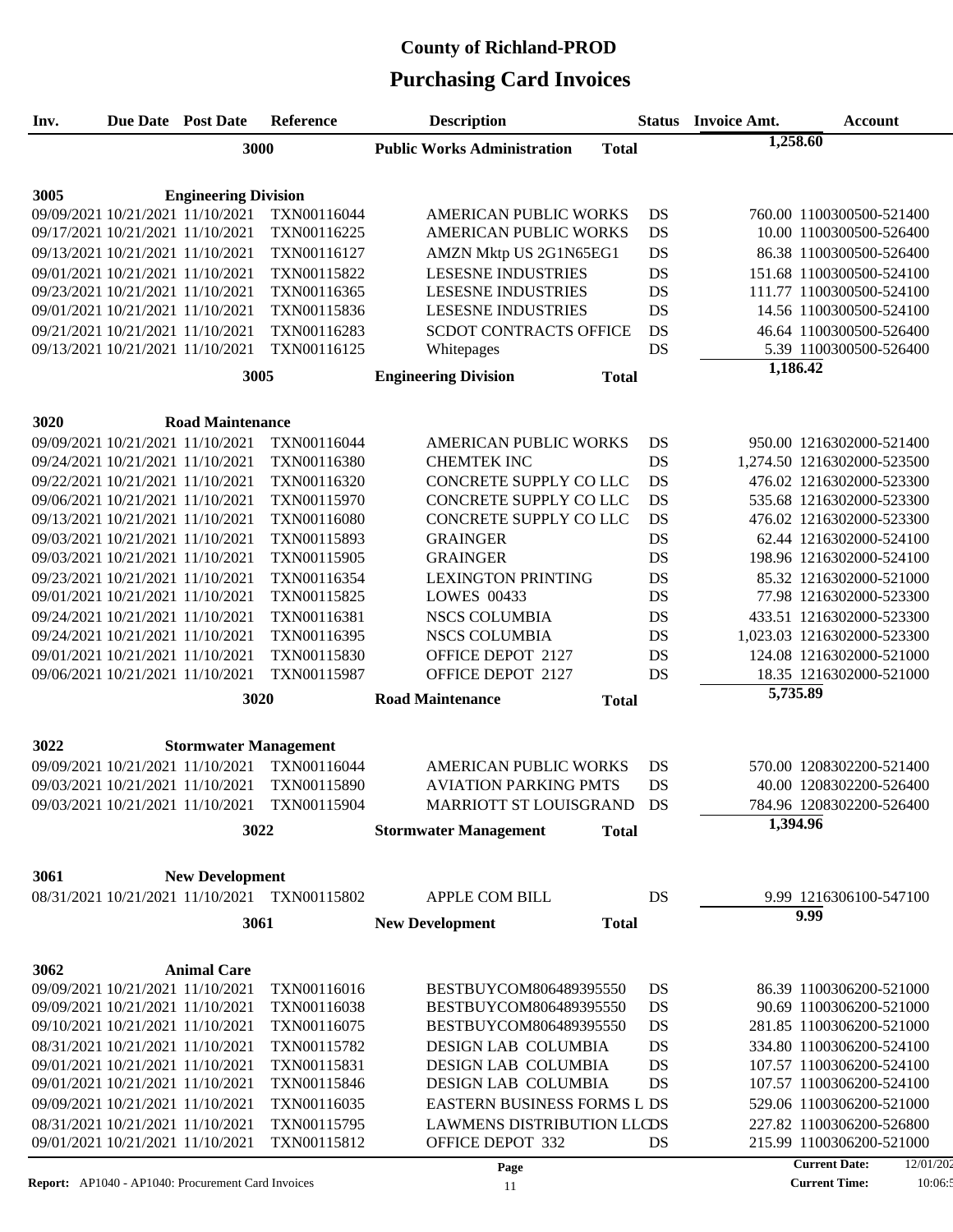# County of Richland-PROD

# Purchasing Card Invoices

| Inv. | Due Date | Post Date | Reference | Description | Status | Invoice Amt. | Account |
|---|---|---|---|---|---|---|---|
| | | 3000 | | **Public Works Administration** | **Total** | **1,258.60** | |
| **3005** | | **Engineering Division** | | | | | |
| 09/09/2021 | 10/21/2021 | 11/10/2021 | TXN00116044 | AMERICAN PUBLIC WORKS | DS | 760.00 | 1100300500-521400 |
| 09/17/2021 | 10/21/2021 | 11/10/2021 | TXN00116225 | AMERICAN PUBLIC WORKS | DS | 10.00 | 1100300500-526400 |
| 09/13/2021 | 10/21/2021 | 11/10/2021 | TXN00116127 | AMZN Mktp US 2G1N65EG1 | DS | 86.38 | 1100300500-526400 |
| 09/01/2021 | 10/21/2021 | 11/10/2021 | TXN00115822 | LESESNE INDUSTRIES | DS | 151.68 | 1100300500-524100 |
| 09/23/2021 | 10/21/2021 | 11/10/2021 | TXN00116365 | LESESNE INDUSTRIES | DS | 111.77 | 1100300500-524100 |
| 09/01/2021 | 10/21/2021 | 11/10/2021 | TXN00115836 | LESESNE INDUSTRIES | DS | 14.56 | 1100300500-524100 |
| 09/21/2021 | 10/21/2021 | 11/10/2021 | TXN00116283 | SCDOT CONTRACTS OFFICE | DS | 46.64 | 1100300500-526400 |
| 09/13/2021 | 10/21/2021 | 11/10/2021 | TXN00116125 | Whitepages | DS | 5.39 | 1100300500-526400 |
| | | 3005 | | **Engineering Division** | **Total** | **1,186.42** | |
| **3020** | | **Road Maintenance** | | | | | |
| 09/09/2021 | 10/21/2021 | 11/10/2021 | TXN00116044 | AMERICAN PUBLIC WORKS | DS | 950.00 | 1216302000-521400 |
| 09/24/2021 | 10/21/2021 | 11/10/2021 | TXN00116380 | CHEMTEK INC | DS | 1,274.50 | 1216302000-523500 |
| 09/22/2021 | 10/21/2021 | 11/10/2021 | TXN00116320 | CONCRETE SUPPLY CO LLC | DS | 476.02 | 1216302000-523300 |
| 09/06/2021 | 10/21/2021 | 11/10/2021 | TXN00115970 | CONCRETE SUPPLY CO LLC | DS | 535.68 | 1216302000-523300 |
| 09/13/2021 | 10/21/2021 | 11/10/2021 | TXN00116080 | CONCRETE SUPPLY CO LLC | DS | 476.02 | 1216302000-523300 |
| 09/03/2021 | 10/21/2021 | 11/10/2021 | TXN00115893 | GRAINGER | DS | 62.44 | 1216302000-524100 |
| 09/03/2021 | 10/21/2021 | 11/10/2021 | TXN00115905 | GRAINGER | DS | 198.96 | 1216302000-524100 |
| 09/23/2021 | 10/21/2021 | 11/10/2021 | TXN00116354 | LEXINGTON PRINTING | DS | 85.32 | 1216302000-521000 |
| 09/01/2021 | 10/21/2021 | 11/10/2021 | TXN00115825 | LOWES 00433 | DS | 77.98 | 1216302000-523300 |
| 09/24/2021 | 10/21/2021 | 11/10/2021 | TXN00116381 | NSCS COLUMBIA | DS | 433.51 | 1216302000-523300 |
| 09/24/2021 | 10/21/2021 | 11/10/2021 | TXN00116395 | NSCS COLUMBIA | DS | 1,023.03 | 1216302000-523300 |
| 09/01/2021 | 10/21/2021 | 11/10/2021 | TXN00115830 | OFFICE DEPOT 2127 | DS | 124.08 | 1216302000-521000 |
| 09/06/2021 | 10/21/2021 | 11/10/2021 | TXN00115987 | OFFICE DEPOT 2127 | DS | 18.35 | 1216302000-521000 |
| | | 3020 | | **Road Maintenance** | **Total** | **5,735.89** | |
| **3022** | | **Stormwater Management** | | | | | |
| 09/09/2021 | 10/21/2021 | 11/10/2021 | TXN00116044 | AMERICAN PUBLIC WORKS | DS | 570.00 | 1208302200-521400 |
| 09/03/2021 | 10/21/2021 | 11/10/2021 | TXN00115890 | AVIATION PARKING PMTS | DS | 40.00 | 1208302200-526400 |
| 09/03/2021 | 10/21/2021 | 11/10/2021 | TXN00115904 | MARRIOTT ST LOUISGRAND | DS | 784.96 | 1208302200-526400 |
| | | 3022 | | **Stormwater Management** | **Total** | **1,394.96** | |
| **3061** | | **New Development** | | | | | |
| 08/31/2021 | 10/21/2021 | 11/10/2021 | TXN00115802 | APPLE COM BILL | DS | 9.99 | 1216306100-547100 |
| | | 3061 | | **New Development** | **Total** | **9.99** | |
| **3062** | | **Animal Care** | | | | | |
| 09/09/2021 | 10/21/2021 | 11/10/2021 | TXN00116016 | BESTBUYCOM806489395550 | DS | 86.39 | 1100306200-521000 |
| 09/09/2021 | 10/21/2021 | 11/10/2021 | TXN00116038 | BESTBUYCOM806489395550 | DS | 90.69 | 1100306200-521000 |
| 09/10/2021 | 10/21/2021 | 11/10/2021 | TXN00116075 | BESTBUYCOM806489395550 | DS | 281.85 | 1100306200-521000 |
| 08/31/2021 | 10/21/2021 | 11/10/2021 | TXN00115782 | DESIGN LAB COLUMBIA | DS | 334.80 | 1100306200-524100 |
| 09/01/2021 | 10/21/2021 | 11/10/2021 | TXN00115831 | DESIGN LAB COLUMBIA | DS | 107.57 | 1100306200-524100 |
| 09/01/2021 | 10/21/2021 | 11/10/2021 | TXN00115846 | DESIGN LAB COLUMBIA | DS | 107.57 | 1100306200-524100 |
| 09/09/2021 | 10/21/2021 | 11/10/2021 | TXN00116035 | EASTERN BUSINESS FORMS L | DS | 529.06 | 1100306200-521000 |
| 08/31/2021 | 10/21/2021 | 11/10/2021 | TXN00115795 | LAWMENS DISTRIBUTION LLC | DS | 227.82 | 1100306200-526800 |
| 09/01/2021 | 10/21/2021 | 11/10/2021 | TXN00115812 | OFFICE DEPOT 332 | DS | 215.99 | 1100306200-521000 |

**Report:** AP1040 - AP1040: Procurement Card Invoices

**Current Date:** 12/01/202

**Current Time:** 10:06:5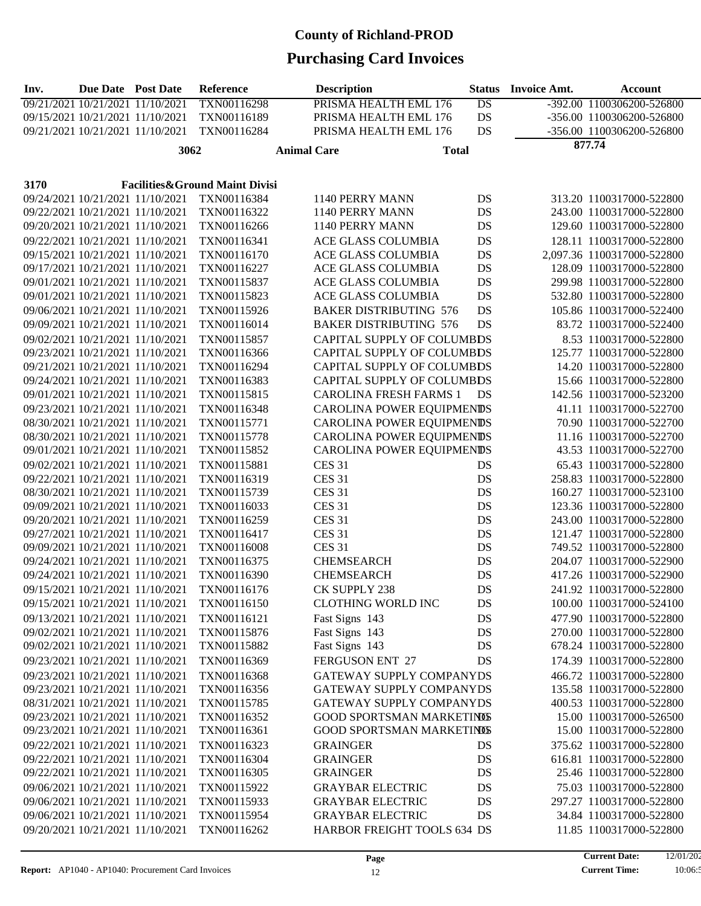# County of Richland-PROD

# Purchasing Card Invoices

| Inv. | Due Date | Post Date | Reference | Description | Status | Invoice Amt. | Account |
|---|---|---|---|---|---|---|---|
| 09/21/2021 | 10/21/2021 | 11/10/2021 | TXN00116298 | PRISMA HEALTH EML 176 | DS | -392.00 | 1100306200-526800 |
| 09/15/2021 | 10/21/2021 | 11/10/2021 | TXN00116189 | PRISMA HEALTH EML 176 | DS | -356.00 | 1100306200-526800 |
| 09/21/2021 | 10/21/2021 | 11/10/2021 | TXN00116284 | PRISMA HEALTH EML 176 | DS | -356.00 | 1100306200-526800 |
| | | 3062 | | Animal Care | Total | 877.74 | |
| 3170 | | Facilities&Ground Maint Divisi | | | | | |
| 09/24/2021 | 10/21/2021 | 11/10/2021 | TXN00116384 | 1140 PERRY MANN | DS | 313.20 | 1100317000-522800 |
| 09/22/2021 | 10/21/2021 | 11/10/2021 | TXN00116322 | 1140 PERRY MANN | DS | 243.00 | 1100317000-522800 |
| 09/20/2021 | 10/21/2021 | 11/10/2021 | TXN00116266 | 1140 PERRY MANN | DS | 129.60 | 1100317000-522800 |
| 09/22/2021 | 10/21/2021 | 11/10/2021 | TXN00116341 | ACE GLASS COLUMBIA | DS | 128.11 | 1100317000-522800 |
| 09/15/2021 | 10/21/2021 | 11/10/2021 | TXN00116170 | ACE GLASS COLUMBIA | DS | 2,097.36 | 1100317000-522800 |
| 09/17/2021 | 10/21/2021 | 11/10/2021 | TXN00116227 | ACE GLASS COLUMBIA | DS | 128.09 | 1100317000-522800 |
| 09/01/2021 | 10/21/2021 | 11/10/2021 | TXN00115837 | ACE GLASS COLUMBIA | DS | 299.98 | 1100317000-522800 |
| 09/01/2021 | 10/21/2021 | 11/10/2021 | TXN00115823 | ACE GLASS COLUMBIA | DS | 532.80 | 1100317000-522800 |
| 09/06/2021 | 10/21/2021 | 11/10/2021 | TXN00115926 | BAKER DISTRIBUTING 576 | DS | 105.86 | 1100317000-522400 |
| 09/09/2021 | 10/21/2021 | 11/10/2021 | TXN00116014 | BAKER DISTRIBUTING 576 | DS | 83.72 | 1100317000-522400 |
| 09/02/2021 | 10/21/2021 | 11/10/2021 | TXN00115857 | CAPITAL SUPPLY OF COLUMBI | DS | 8.53 | 1100317000-522800 |
| 09/23/2021 | 10/21/2021 | 11/10/2021 | TXN00116366 | CAPITAL SUPPLY OF COLUMBI | DS | 125.77 | 1100317000-522800 |
| 09/21/2021 | 10/21/2021 | 11/10/2021 | TXN00116294 | CAPITAL SUPPLY OF COLUMBI | DS | 14.20 | 1100317000-522800 |
| 09/24/2021 | 10/21/2021 | 11/10/2021 | TXN00116383 | CAPITAL SUPPLY OF COLUMBI | DS | 15.66 | 1100317000-522800 |
| 09/01/2021 | 10/21/2021 | 11/10/2021 | TXN00115815 | CAROLINA FRESH FARMS 1 | DS | 142.56 | 1100317000-523200 |
| 09/23/2021 | 10/21/2021 | 11/10/2021 | TXN00116348 | CAROLINA POWER EQUIPMENT | DS | 41.11 | 1100317000-522700 |
| 08/30/2021 | 10/21/2021 | 11/10/2021 | TXN00115771 | CAROLINA POWER EQUIPMENT | DS | 70.90 | 1100317000-522700 |
| 08/30/2021 | 10/21/2021 | 11/10/2021 | TXN00115778 | CAROLINA POWER EQUIPMENT | DS | 11.16 | 1100317000-522700 |
| 09/01/2021 | 10/21/2021 | 11/10/2021 | TXN00115852 | CAROLINA POWER EQUIPMENT | DS | 43.53 | 1100317000-522700 |
| 09/02/2021 | 10/21/2021 | 11/10/2021 | TXN00115881 | CES 31 | DS | 65.43 | 1100317000-522800 |
| 09/22/2021 | 10/21/2021 | 11/10/2021 | TXN00116319 | CES 31 | DS | 258.83 | 1100317000-522800 |
| 08/30/2021 | 10/21/2021 | 11/10/2021 | TXN00115739 | CES 31 | DS | 160.27 | 1100317000-523100 |
| 09/09/2021 | 10/21/2021 | 11/10/2021 | TXN00116033 | CES 31 | DS | 123.36 | 1100317000-522800 |
| 09/20/2021 | 10/21/2021 | 11/10/2021 | TXN00116259 | CES 31 | DS | 243.00 | 1100317000-522800 |
| 09/27/2021 | 10/21/2021 | 11/10/2021 | TXN00116417 | CES 31 | DS | 121.47 | 1100317000-522800 |
| 09/09/2021 | 10/21/2021 | 11/10/2021 | TXN00116008 | CES 31 | DS | 749.52 | 1100317000-522800 |
| 09/24/2021 | 10/21/2021 | 11/10/2021 | TXN00116375 | CHEMSEARCH | DS | 204.07 | 1100317000-522900 |
| 09/24/2021 | 10/21/2021 | 11/10/2021 | TXN00116390 | CHEMSEARCH | DS | 417.26 | 1100317000-522900 |
| 09/15/2021 | 10/21/2021 | 11/10/2021 | TXN00116176 | CK SUPPLY 238 | DS | 241.92 | 1100317000-522800 |
| 09/15/2021 | 10/21/2021 | 11/10/2021 | TXN00116150 | CLOTHING WORLD INC | DS | 100.00 | 1100317000-524100 |
| 09/13/2021 | 10/21/2021 | 11/10/2021 | TXN00116121 | Fast Signs 143 | DS | 477.90 | 1100317000-522800 |
| 09/02/2021 | 10/21/2021 | 11/10/2021 | TXN00115876 | Fast Signs 143 | DS | 270.00 | 1100317000-522800 |
| 09/02/2021 | 10/21/2021 | 11/10/2021 | TXN00115882 | Fast Signs 143 | DS | 678.24 | 1100317000-522800 |
| 09/23/2021 | 10/21/2021 | 11/10/2021 | TXN00116369 | FERGUSON ENT 27 | DS | 174.39 | 1100317000-522800 |
| 09/23/2021 | 10/21/2021 | 11/10/2021 | TXN00116368 | GATEWAY SUPPLY COMPANY | DS | 466.72 | 1100317000-522800 |
| 09/23/2021 | 10/21/2021 | 11/10/2021 | TXN00116356 | GATEWAY SUPPLY COMPANY | DS | 135.58 | 1100317000-522800 |
| 08/31/2021 | 10/21/2021 | 11/10/2021 | TXN00115785 | GATEWAY SUPPLY COMPANY | DS | 400.53 | 1100317000-522800 |
| 09/23/2021 | 10/21/2021 | 11/10/2021 | TXN00116352 | GOOD SPORTSMAN MARKETING | DS | 15.00 | 1100317000-526500 |
| 09/23/2021 | 10/21/2021 | 11/10/2021 | TXN00116361 | GOOD SPORTSMAN MARKETING | DS | 15.00 | 1100317000-522800 |
| 09/22/2021 | 10/21/2021 | 11/10/2021 | TXN00116323 | GRAINGER | DS | 375.62 | 1100317000-522800 |
| 09/22/2021 | 10/21/2021 | 11/10/2021 | TXN00116304 | GRAINGER | DS | 616.81 | 1100317000-522800 |
| 09/22/2021 | 10/21/2021 | 11/10/2021 | TXN00116305 | GRAINGER | DS | 25.46 | 1100317000-522800 |
| 09/06/2021 | 10/21/2021 | 11/10/2021 | TXN00115922 | GRAYBAR ELECTRIC | DS | 75.03 | 1100317000-522800 |
| 09/06/2021 | 10/21/2021 | 11/10/2021 | TXN00115933 | GRAYBAR ELECTRIC | DS | 297.27 | 1100317000-522800 |
| 09/06/2021 | 10/21/2021 | 11/10/2021 | TXN00115954 | GRAYBAR ELECTRIC | DS | 34.84 | 1100317000-522800 |
| 09/20/2021 | 10/21/2021 | 11/10/2021 | TXN00116262 | HARBOR FREIGHT TOOLS 634 | DS | 11.85 | 1100317000-522800 |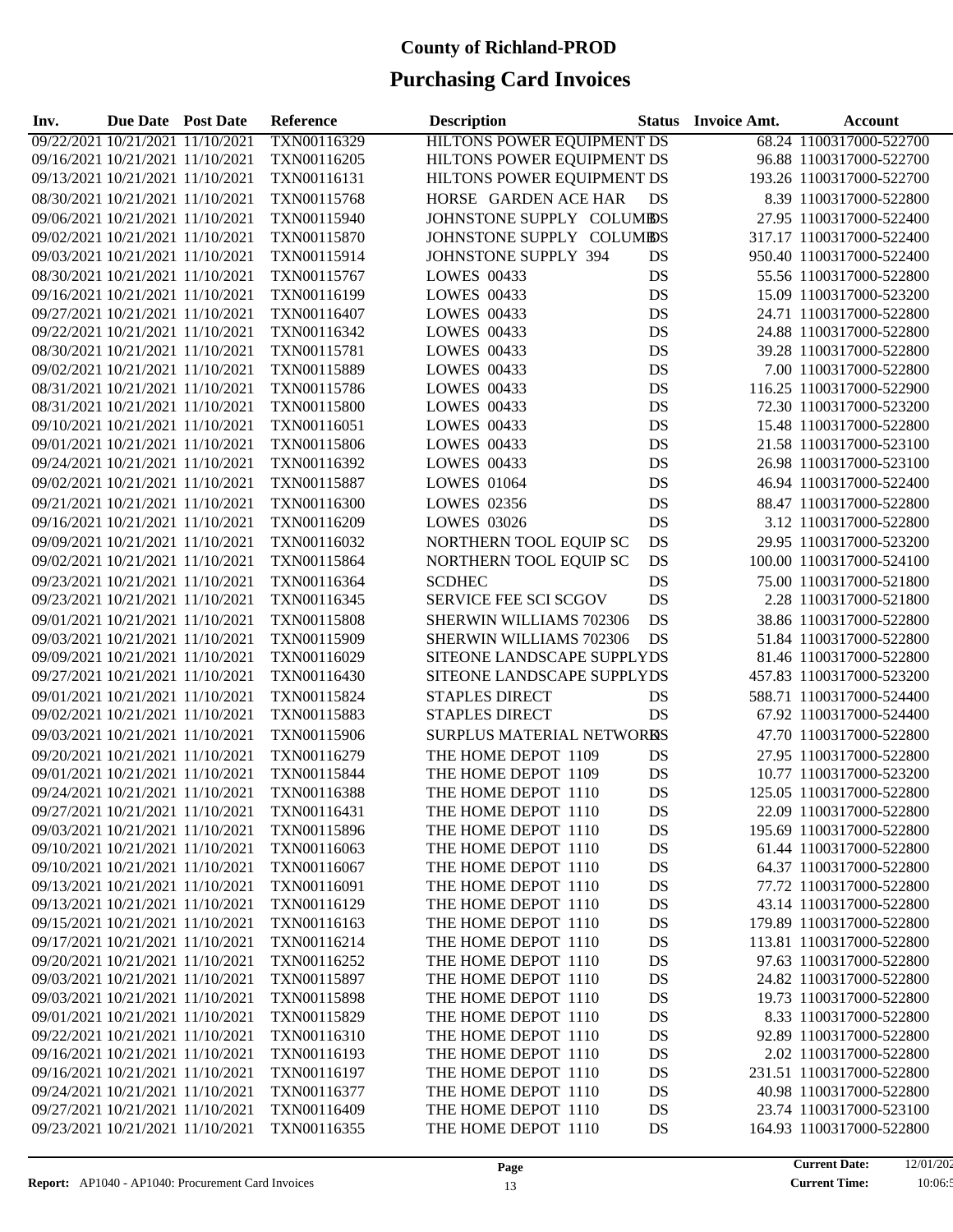# County of Richland-PROD

# Purchasing Card Invoices

| Inv. | Due Date | Post Date | Reference | Description | Status | Invoice Amt. | Account |
|---|---|---|---|---|---|---|---|
| 09/22/2021 | 10/21/2021 | 11/10/2021 | TXN00116329 | HILTONS POWER EQUIPMENT | DS | 68.24 | 1100317000-522700 |
| 09/16/2021 | 10/21/2021 | 11/10/2021 | TXN00116205 | HILTONS POWER EQUIPMENT | DS | 96.88 | 1100317000-522700 |
| 09/13/2021 | 10/21/2021 | 11/10/2021 | TXN00116131 | HILTONS POWER EQUIPMENT | DS | 193.26 | 1100317000-522700 |
| 08/30/2021 | 10/21/2021 | 11/10/2021 | TXN00115768 | HORSE GARDEN ACE HAR | DS | 8.39 | 1100317000-522800 |
| 09/06/2021 | 10/21/2021 | 11/10/2021 | TXN00115940 | JOHNSTONE SUPPLY COLUMB | DS | 27.95 | 1100317000-522400 |
| 09/02/2021 | 10/21/2021 | 11/10/2021 | TXN00115870 | JOHNSTONE SUPPLY COLUMB | DS | 317.17 | 1100317000-522400 |
| 09/03/2021 | 10/21/2021 | 11/10/2021 | TXN00115914 | JOHNSTONE SUPPLY 394 | DS | 950.40 | 1100317000-522400 |
| 08/30/2021 | 10/21/2021 | 11/10/2021 | TXN00115767 | LOWES 00433 | DS | 55.56 | 1100317000-522800 |
| 09/16/2021 | 10/21/2021 | 11/10/2021 | TXN00116199 | LOWES 00433 | DS | 15.09 | 1100317000-523200 |
| 09/27/2021 | 10/21/2021 | 11/10/2021 | TXN00116407 | LOWES 00433 | DS | 24.71 | 1100317000-522800 |
| 09/22/2021 | 10/21/2021 | 11/10/2021 | TXN00116342 | LOWES 00433 | DS | 24.88 | 1100317000-522800 |
| 08/30/2021 | 10/21/2021 | 11/10/2021 | TXN00115781 | LOWES 00433 | DS | 39.28 | 1100317000-522800 |
| 09/02/2021 | 10/21/2021 | 11/10/2021 | TXN00115889 | LOWES 00433 | DS | 7.00 | 1100317000-522800 |
| 08/31/2021 | 10/21/2021 | 11/10/2021 | TXN00115786 | LOWES 00433 | DS | 116.25 | 1100317000-522900 |
| 08/31/2021 | 10/21/2021 | 11/10/2021 | TXN00115800 | LOWES 00433 | DS | 72.30 | 1100317000-523200 |
| 09/10/2021 | 10/21/2021 | 11/10/2021 | TXN00116051 | LOWES 00433 | DS | 15.48 | 1100317000-522800 |
| 09/01/2021 | 10/21/2021 | 11/10/2021 | TXN00115806 | LOWES 00433 | DS | 21.58 | 1100317000-523100 |
| 09/24/2021 | 10/21/2021 | 11/10/2021 | TXN00116392 | LOWES 00433 | DS | 26.98 | 1100317000-523100 |
| 09/02/2021 | 10/21/2021 | 11/10/2021 | TXN00115887 | LOWES 01064 | DS | 46.94 | 1100317000-522400 |
| 09/21/2021 | 10/21/2021 | 11/10/2021 | TXN00116300 | LOWES 02356 | DS | 88.47 | 1100317000-522800 |
| 09/16/2021 | 10/21/2021 | 11/10/2021 | TXN00116209 | LOWES 03026 | DS | 3.12 | 1100317000-522800 |
| 09/09/2021 | 10/21/2021 | 11/10/2021 | TXN00116032 | NORTHERN TOOL EQUIP SC | DS | 29.95 | 1100317000-523200 |
| 09/02/2021 | 10/21/2021 | 11/10/2021 | TXN00115864 | NORTHERN TOOL EQUIP SC | DS | 100.00 | 1100317000-524100 |
| 09/23/2021 | 10/21/2021 | 11/10/2021 | TXN00116364 | SCDHEC | DS | 75.00 | 1100317000-521800 |
| 09/23/2021 | 10/21/2021 | 11/10/2021 | TXN00116345 | SERVICE FEE SCI SCGOV | DS | 2.28 | 1100317000-521800 |
| 09/01/2021 | 10/21/2021 | 11/10/2021 | TXN00115808 | SHERWIN WILLIAMS 702306 | DS | 38.86 | 1100317000-522800 |
| 09/03/2021 | 10/21/2021 | 11/10/2021 | TXN00115909 | SHERWIN WILLIAMS 702306 | DS | 51.84 | 1100317000-522800 |
| 09/09/2021 | 10/21/2021 | 11/10/2021 | TXN00116029 | SITEONE LANDSCAPE SUPPLY | DS | 81.46 | 1100317000-522800 |
| 09/27/2021 | 10/21/2021 | 11/10/2021 | TXN00116430 | SITEONE LANDSCAPE SUPPLY | DS | 457.83 | 1100317000-523200 |
| 09/01/2021 | 10/21/2021 | 11/10/2021 | TXN00115824 | STAPLES DIRECT | DS | 588.71 | 1100317000-524400 |
| 09/02/2021 | 10/21/2021 | 11/10/2021 | TXN00115883 | STAPLES DIRECT | DS | 67.92 | 1100317000-524400 |
| 09/03/2021 | 10/21/2021 | 11/10/2021 | TXN00115906 | SURPLUS MATERIAL NETWORK | DS | 47.70 | 1100317000-522800 |
| 09/20/2021 | 10/21/2021 | 11/10/2021 | TXN00116279 | THE HOME DEPOT 1109 | DS | 27.95 | 1100317000-522800 |
| 09/01/2021 | 10/21/2021 | 11/10/2021 | TXN00115844 | THE HOME DEPOT 1109 | DS | 10.77 | 1100317000-523200 |
| 09/24/2021 | 10/21/2021 | 11/10/2021 | TXN00116388 | THE HOME DEPOT 1110 | DS | 125.05 | 1100317000-522800 |
| 09/27/2021 | 10/21/2021 | 11/10/2021 | TXN00116431 | THE HOME DEPOT 1110 | DS | 22.09 | 1100317000-522800 |
| 09/03/2021 | 10/21/2021 | 11/10/2021 | TXN00115896 | THE HOME DEPOT 1110 | DS | 195.69 | 1100317000-522800 |
| 09/10/2021 | 10/21/2021 | 11/10/2021 | TXN00116063 | THE HOME DEPOT 1110 | DS | 61.44 | 1100317000-522800 |
| 09/10/2021 | 10/21/2021 | 11/10/2021 | TXN00116067 | THE HOME DEPOT 1110 | DS | 64.37 | 1100317000-522800 |
| 09/13/2021 | 10/21/2021 | 11/10/2021 | TXN00116091 | THE HOME DEPOT 1110 | DS | 77.72 | 1100317000-522800 |
| 09/13/2021 | 10/21/2021 | 11/10/2021 | TXN00116129 | THE HOME DEPOT 1110 | DS | 43.14 | 1100317000-522800 |
| 09/15/2021 | 10/21/2021 | 11/10/2021 | TXN00116163 | THE HOME DEPOT 1110 | DS | 179.89 | 1100317000-522800 |
| 09/17/2021 | 10/21/2021 | 11/10/2021 | TXN00116214 | THE HOME DEPOT 1110 | DS | 113.81 | 1100317000-522800 |
| 09/20/2021 | 10/21/2021 | 11/10/2021 | TXN00116252 | THE HOME DEPOT 1110 | DS | 97.63 | 1100317000-522800 |
| 09/03/2021 | 10/21/2021 | 11/10/2021 | TXN00115897 | THE HOME DEPOT 1110 | DS | 24.82 | 1100317000-522800 |
| 09/03/2021 | 10/21/2021 | 11/10/2021 | TXN00115898 | THE HOME DEPOT 1110 | DS | 19.73 | 1100317000-522800 |
| 09/01/2021 | 10/21/2021 | 11/10/2021 | TXN00115829 | THE HOME DEPOT 1110 | DS | 8.33 | 1100317000-522800 |
| 09/22/2021 | 10/21/2021 | 11/10/2021 | TXN00116310 | THE HOME DEPOT 1110 | DS | 92.89 | 1100317000-522800 |
| 09/16/2021 | 10/21/2021 | 11/10/2021 | TXN00116193 | THE HOME DEPOT 1110 | DS | 2.02 | 1100317000-522800 |
| 09/16/2021 | 10/21/2021 | 11/10/2021 | TXN00116197 | THE HOME DEPOT 1110 | DS | 231.51 | 1100317000-522800 |
| 09/24/2021 | 10/21/2021 | 11/10/2021 | TXN00116377 | THE HOME DEPOT 1110 | DS | 40.98 | 1100317000-522800 |
| 09/27/2021 | 10/21/2021 | 11/10/2021 | TXN00116409 | THE HOME DEPOT 1110 | DS | 23.74 | 1100317000-523100 |
| 09/23/2021 | 10/21/2021 | 11/10/2021 | TXN00116355 | THE HOME DEPOT 1110 | DS | 164.93 | 1100317000-522800 |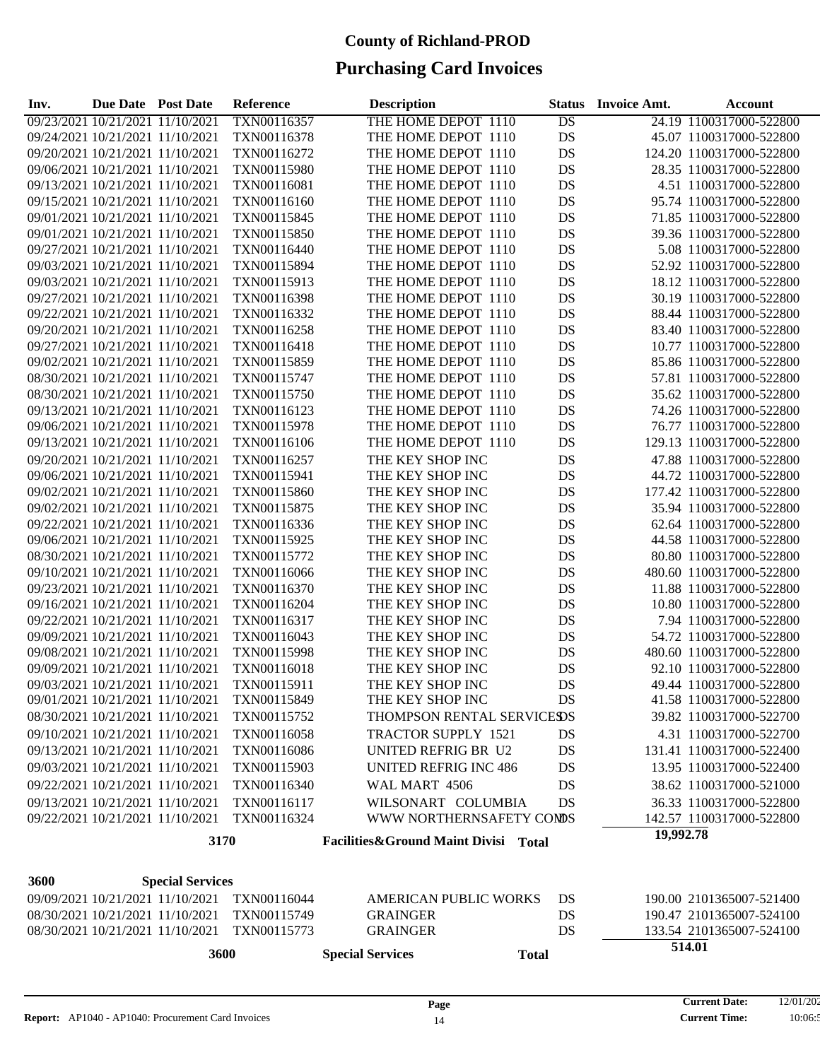# County of Richland-PROD

## Purchasing Card Invoices

| Inv. | Due Date | Post Date | Reference | Description | Status | Invoice Amt. | Account |
|---|---|---|---|---|---|---|---|
| 09/23/2021 | 10/21/2021 | 11/10/2021 | TXN00116357 | THE HOME DEPOT 1110 | DS | 24.19 | 1100317000-522800 |
| 09/24/2021 | 10/21/2021 | 11/10/2021 | TXN00116378 | THE HOME DEPOT 1110 | DS | 45.07 | 1100317000-522800 |
| 09/20/2021 | 10/21/2021 | 11/10/2021 | TXN00116272 | THE HOME DEPOT 1110 | DS | 124.20 | 1100317000-522800 |
| 09/06/2021 | 10/21/2021 | 11/10/2021 | TXN00115980 | THE HOME DEPOT 1110 | DS | 28.35 | 1100317000-522800 |
| 09/13/2021 | 10/21/2021 | 11/10/2021 | TXN00116081 | THE HOME DEPOT 1110 | DS | 4.51 | 1100317000-522800 |
| 09/15/2021 | 10/21/2021 | 11/10/2021 | TXN00116160 | THE HOME DEPOT 1110 | DS | 95.74 | 1100317000-522800 |
| 09/01/2021 | 10/21/2021 | 11/10/2021 | TXN00115845 | THE HOME DEPOT 1110 | DS | 71.85 | 1100317000-522800 |
| 09/01/2021 | 10/21/2021 | 11/10/2021 | TXN00115850 | THE HOME DEPOT 1110 | DS | 39.36 | 1100317000-522800 |
| 09/27/2021 | 10/21/2021 | 11/10/2021 | TXN00116440 | THE HOME DEPOT 1110 | DS | 5.08 | 1100317000-522800 |
| 09/03/2021 | 10/21/2021 | 11/10/2021 | TXN00115894 | THE HOME DEPOT 1110 | DS | 52.92 | 1100317000-522800 |
| 09/03/2021 | 10/21/2021 | 11/10/2021 | TXN00115913 | THE HOME DEPOT 1110 | DS | 18.12 | 1100317000-522800 |
| 09/27/2021 | 10/21/2021 | 11/10/2021 | TXN00116398 | THE HOME DEPOT 1110 | DS | 30.19 | 1100317000-522800 |
| 09/22/2021 | 10/21/2021 | 11/10/2021 | TXN00116332 | THE HOME DEPOT 1110 | DS | 88.44 | 1100317000-522800 |
| 09/20/2021 | 10/21/2021 | 11/10/2021 | TXN00116258 | THE HOME DEPOT 1110 | DS | 83.40 | 1100317000-522800 |
| 09/27/2021 | 10/21/2021 | 11/10/2021 | TXN00116418 | THE HOME DEPOT 1110 | DS | 10.77 | 1100317000-522800 |
| 09/02/2021 | 10/21/2021 | 11/10/2021 | TXN00115859 | THE HOME DEPOT 1110 | DS | 85.86 | 1100317000-522800 |
| 08/30/2021 | 10/21/2021 | 11/10/2021 | TXN00115747 | THE HOME DEPOT 1110 | DS | 57.81 | 1100317000-522800 |
| 08/30/2021 | 10/21/2021 | 11/10/2021 | TXN00115750 | THE HOME DEPOT 1110 | DS | 35.62 | 1100317000-522800 |
| 09/13/2021 | 10/21/2021 | 11/10/2021 | TXN00116123 | THE HOME DEPOT 1110 | DS | 74.26 | 1100317000-522800 |
| 09/06/2021 | 10/21/2021 | 11/10/2021 | TXN00115978 | THE HOME DEPOT 1110 | DS | 76.77 | 1100317000-522800 |
| 09/13/2021 | 10/21/2021 | 11/10/2021 | TXN00116106 | THE HOME DEPOT 1110 | DS | 129.13 | 1100317000-522800 |
| 09/20/2021 | 10/21/2021 | 11/10/2021 | TXN00116257 | THE KEY SHOP INC | DS | 47.88 | 1100317000-522800 |
| 09/06/2021 | 10/21/2021 | 11/10/2021 | TXN00115941 | THE KEY SHOP INC | DS | 44.72 | 1100317000-522800 |
| 09/02/2021 | 10/21/2021 | 11/10/2021 | TXN00115860 | THE KEY SHOP INC | DS | 177.42 | 1100317000-522800 |
| 09/02/2021 | 10/21/2021 | 11/10/2021 | TXN00115875 | THE KEY SHOP INC | DS | 35.94 | 1100317000-522800 |
| 09/22/2021 | 10/21/2021 | 11/10/2021 | TXN00116336 | THE KEY SHOP INC | DS | 62.64 | 1100317000-522800 |
| 09/06/2021 | 10/21/2021 | 11/10/2021 | TXN00115925 | THE KEY SHOP INC | DS | 44.58 | 1100317000-522800 |
| 08/30/2021 | 10/21/2021 | 11/10/2021 | TXN00115772 | THE KEY SHOP INC | DS | 80.80 | 1100317000-522800 |
| 09/10/2021 | 10/21/2021 | 11/10/2021 | TXN00116066 | THE KEY SHOP INC | DS | 480.60 | 1100317000-522800 |
| 09/23/2021 | 10/21/2021 | 11/10/2021 | TXN00116370 | THE KEY SHOP INC | DS | 11.88 | 1100317000-522800 |
| 09/16/2021 | 10/21/2021 | 11/10/2021 | TXN00116204 | THE KEY SHOP INC | DS | 10.80 | 1100317000-522800 |
| 09/22/2021 | 10/21/2021 | 11/10/2021 | TXN00116317 | THE KEY SHOP INC | DS | 7.94 | 1100317000-522800 |
| 09/09/2021 | 10/21/2021 | 11/10/2021 | TXN00116043 | THE KEY SHOP INC | DS | 54.72 | 1100317000-522800 |
| 09/08/2021 | 10/21/2021 | 11/10/2021 | TXN00115998 | THE KEY SHOP INC | DS | 480.60 | 1100317000-522800 |
| 09/09/2021 | 10/21/2021 | 11/10/2021 | TXN00116018 | THE KEY SHOP INC | DS | 92.10 | 1100317000-522800 |
| 09/03/2021 | 10/21/2021 | 11/10/2021 | TXN00115911 | THE KEY SHOP INC | DS | 49.44 | 1100317000-522800 |
| 09/01/2021 | 10/21/2021 | 11/10/2021 | TXN00115849 | THE KEY SHOP INC | DS | 41.58 | 1100317000-522800 |
| 08/30/2021 | 10/21/2021 | 11/10/2021 | TXN00115752 | THOMPSON RENTAL SERVICES | DS | 39.82 | 1100317000-522700 |
| 09/10/2021 | 10/21/2021 | 11/10/2021 | TXN00116058 | TRACTOR SUPPLY 1521 | DS | 4.31 | 1100317000-522700 |
| 09/13/2021 | 10/21/2021 | 11/10/2021 | TXN00116086 | UNITED REFRIG BR U2 | DS | 131.41 | 1100317000-522400 |
| 09/03/2021 | 10/21/2021 | 11/10/2021 | TXN00115903 | UNITED REFRIG INC 486 | DS | 13.95 | 1100317000-522400 |
| 09/22/2021 | 10/21/2021 | 11/10/2021 | TXN00116340 | WAL MART 4506 | DS | 38.62 | 1100317000-521000 |
| 09/13/2021 | 10/21/2021 | 11/10/2021 | TXN00116117 | WILSONART COLUMBIA | DS | 36.33 | 1100317000-522800 |
| 09/22/2021 | 10/21/2021 | 11/10/2021 | TXN00116324 | WWW NORTHERNSAFETY COM | DS | 142.57 | 1100317000-522800 |
| | | **3170** | | **Facilities&Ground Maint Divisi Total** | | **19,992.78** | |

**3600 Special Services**

| Inv. | Due Date | Post Date | Reference | Description | Status | Invoice Amt. | Account |
|---|---|---|---|---|---|---|---|
| 09/09/2021 | 10/21/2021 | 11/10/2021 | TXN00116044 | AMERICAN PUBLIC WORKS | DS | 190.00 | 2101365007-521400 |
| 08/30/2021 | 10/21/2021 | 11/10/2021 | TXN00115749 | GRAINGER | DS | 190.47 | 2101365007-524100 |
| 08/30/2021 | 10/21/2021 | 11/10/2021 | TXN00115773 | GRAINGER | DS | 133.54 | 2101365007-524100 |
| | | **3600** | | **Special Services Total** | | **514.01** | |

**Report:** AP1040 - AP1040: Procurement Card Invoices

**Current Date:** 12/01/202
**Current Time:** 10:06:5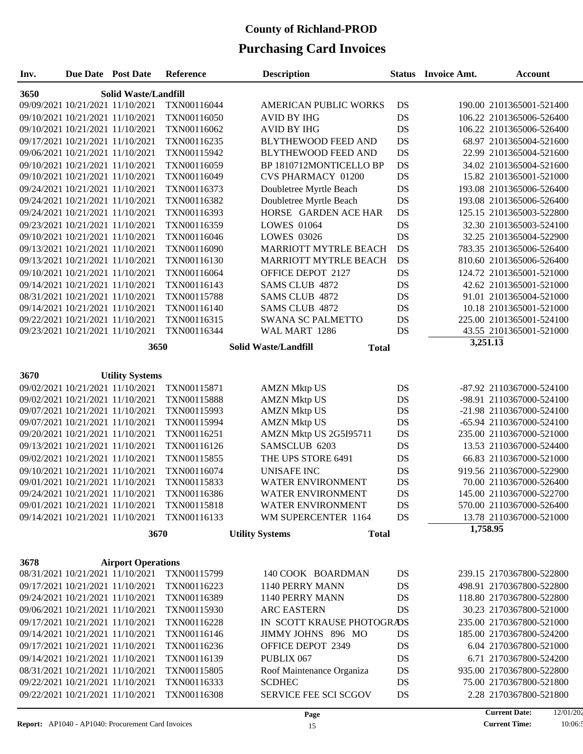# County of Richland-PROD

## Purchasing Card Invoices

| Inv. | Due Date | Post Date | Reference | Description | Status | Invoice Amt. | Account |
|---|---|---|---|---|---|---|---|
| **3650** | | **Solid Waste/Landfill** | | | | | |
| 09/09/2021 | 10/21/2021 | 11/10/2021 | TXN00116044 | AMERICAN PUBLIC WORKS | DS | 190.00 | 2101365001-521400 |
| 09/10/2021 | 10/21/2021 | 11/10/2021 | TXN00116050 | AVID BY IHG | DS | 106.22 | 2101365006-526400 |
| 09/10/2021 | 10/21/2021 | 11/10/2021 | TXN00116062 | AVID BY IHG | DS | 106.22 | 2101365006-526400 |
| 09/17/2021 | 10/21/2021 | 11/10/2021 | TXN00116235 | BLYTHEWOOD FEED AND | DS | 68.97 | 2101365004-521600 |
| 09/06/2021 | 10/21/2021 | 11/10/2021 | TXN00115942 | BLYTHEWOOD FEED AND | DS | 22.99 | 2101365004-521600 |
| 09/10/2021 | 10/21/2021 | 11/10/2021 | TXN00116059 | BP 1810712MONTICELLO BP | DS | 34.02 | 2101365004-521600 |
| 09/10/2021 | 10/21/2021 | 11/10/2021 | TXN00116049 | CVS PHARMACY 01200 | DS | 15.82 | 2101365001-521000 |
| 09/24/2021 | 10/21/2021 | 11/10/2021 | TXN00116373 | Doubletree Myrtle Beach | DS | 193.08 | 2101365006-526400 |
| 09/24/2021 | 10/21/2021 | 11/10/2021 | TXN00116382 | Doubletree Myrtle Beach | DS | 193.08 | 2101365006-526400 |
| 09/24/2021 | 10/21/2021 | 11/10/2021 | TXN00116393 | HORSE GARDEN ACE HAR | DS | 125.15 | 2101365003-522800 |
| 09/23/2021 | 10/21/2021 | 11/10/2021 | TXN00116359 | LOWES 01064 | DS | 32.30 | 2101365003-524100 |
| 09/10/2021 | 10/21/2021 | 11/10/2021 | TXN00116046 | LOWES 03026 | DS | 32.25 | 2101365004-522900 |
| 09/13/2021 | 10/21/2021 | 11/10/2021 | TXN00116090 | MARRIOTT MYTRLE BEACH | DS | 783.35 | 2101365006-526400 |
| 09/13/2021 | 10/21/2021 | 11/10/2021 | TXN00116130 | MARRIOTT MYTRLE BEACH | DS | 810.60 | 2101365006-526400 |
| 09/10/2021 | 10/21/2021 | 11/10/2021 | TXN00116064 | OFFICE DEPOT 2127 | DS | 124.72 | 2101365001-521000 |
| 09/14/2021 | 10/21/2021 | 11/10/2021 | TXN00116143 | SAMS CLUB 4872 | DS | 42.62 | 2101365001-521000 |
| 08/31/2021 | 10/21/2021 | 11/10/2021 | TXN00115788 | SAMS CLUB 4872 | DS | 91.01 | 2101365004-521000 |
| 09/14/2021 | 10/21/2021 | 11/10/2021 | TXN00116140 | SAMS CLUB 4872 | DS | 10.18 | 2101365001-521000 |
| 09/22/2021 | 10/21/2021 | 11/10/2021 | TXN00116315 | SWANA SC PALMETTO | DS | 225.00 | 2101365001-524100 |
| 09/23/2021 | 10/21/2021 | 11/10/2021 | TXN00116344 | WAL MART 1286 | DS | 43.55 | 2101365001-521000 |
| | | | **3650** | **Solid Waste/Landfill** | **Total** | **3,251.13** | |
| **3670** | | **Utility Systems** | | | | | |
| 09/02/2021 | 10/21/2021 | 11/10/2021 | TXN00115871 | AMZN Mktp US | DS | -87.92 | 2110367000-524100 |
| 09/02/2021 | 10/21/2021 | 11/10/2021 | TXN00115888 | AMZN Mktp US | DS | -98.91 | 2110367000-524100 |
| 09/07/2021 | 10/21/2021 | 11/10/2021 | TXN00115993 | AMZN Mktp US | DS | -21.98 | 2110367000-524100 |
| 09/07/2021 | 10/21/2021 | 11/10/2021 | TXN00115994 | AMZN Mktp US | DS | -65.94 | 2110367000-524100 |
| 09/20/2021 | 10/21/2021 | 11/10/2021 | TXN00116251 | AMZN Mktp US 2G5I95711 | DS | 235.00 | 2110367000-521000 |
| 09/13/2021 | 10/21/2021 | 11/10/2021 | TXN00116126 | SAMSCLUB 6203 | DS | 13.53 | 2110367000-524400 |
| 09/02/2021 | 10/21/2021 | 11/10/2021 | TXN00115855 | THE UPS STORE 6491 | DS | 66.83 | 2110367000-521000 |
| 09/10/2021 | 10/21/2021 | 11/10/2021 | TXN00116074 | UNISAFE INC | DS | 919.56 | 2110367000-522900 |
| 09/01/2021 | 10/21/2021 | 11/10/2021 | TXN00115833 | WATER ENVIRONMENT | DS | 70.00 | 2110367000-526400 |
| 09/24/2021 | 10/21/2021 | 11/10/2021 | TXN00116386 | WATER ENVIRONMENT | DS | 145.00 | 2110367000-522700 |
| 09/01/2021 | 10/21/2021 | 11/10/2021 | TXN00115818 | WATER ENVIRONMENT | DS | 570.00 | 2110367000-526400 |
| 09/14/2021 | 10/21/2021 | 11/10/2021 | TXN00116133 | WM SUPERCENTER 1164 | DS | 13.78 | 2110367000-521000 |
| | | | **3670** | **Utility Systems** | **Total** | **1,758.95** | |
| **3678** | | **Airport Operations** | | | | | |
| 08/31/2021 | 10/21/2021 | 11/10/2021 | TXN00115799 | 140 COOK BOARDMAN | DS | 239.15 | 2170367800-522800 |
| 09/17/2021 | 10/21/2021 | 11/10/2021 | TXN00116223 | 1140 PERRY MANN | DS | 498.91 | 2170367800-522800 |
| 09/24/2021 | 10/21/2021 | 11/10/2021 | TXN00116389 | 1140 PERRY MANN | DS | 118.80 | 2170367800-522800 |
| 09/06/2021 | 10/21/2021 | 11/10/2021 | TXN00115930 | ARC EASTERN | DS | 30.23 | 2170367800-521000 |
| 09/17/2021 | 10/21/2021 | 11/10/2021 | TXN00116228 | IN SCOTT KRAUSE PHOTOGRA | DS | 235.00 | 2170367800-521000 |
| 09/14/2021 | 10/21/2021 | 11/10/2021 | TXN00116146 | JIMMY JOHNS 896 MO | DS | 185.00 | 2170367800-524200 |
| 09/17/2021 | 10/21/2021 | 11/10/2021 | TXN00116236 | OFFICE DEPOT 2349 | DS | 6.04 | 2170367800-521000 |
| 09/14/2021 | 10/21/2021 | 11/10/2021 | TXN00116139 | PUBLIX 067 | DS | 6.71 | 2170367800-524200 |
| 08/31/2021 | 10/21/2021 | 11/10/2021 | TXN00115805 | Roof Maintenance Organiza | DS | 935.00 | 2170367800-522800 |
| 09/22/2021 | 10/21/2021 | 11/10/2021 | TXN00116333 | SCDHEC | DS | 75.00 | 2170367800-521800 |
| 09/22/2021 | 10/21/2021 | 11/10/2021 | TXN00116308 | SERVICE FEE SCI SCGOV | DS | 2.28 | 2170367800-521800 |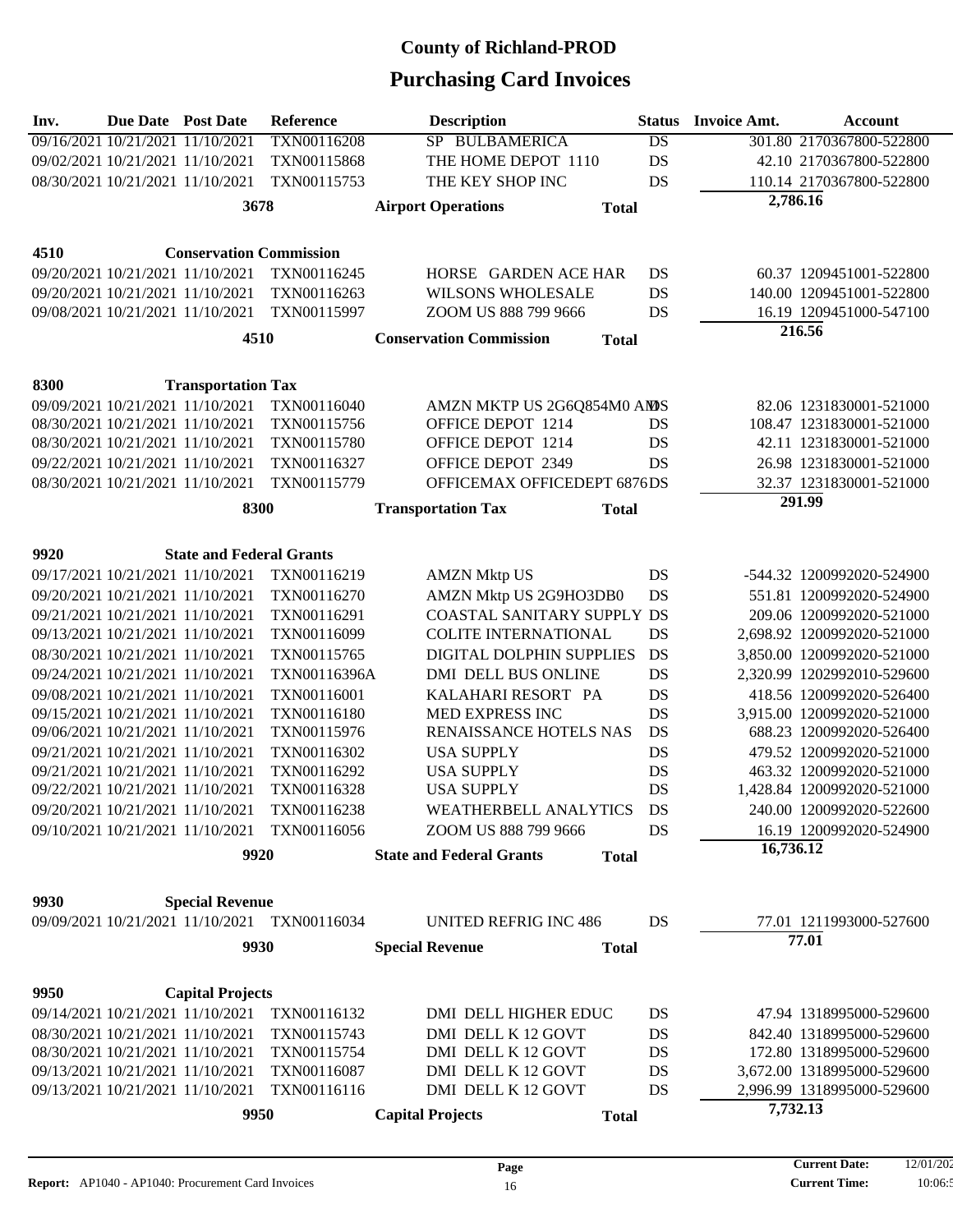# County of Richland-PROD

## Purchasing Card Invoices

| Inv. | Due Date | Post Date | Reference | Description | Status | Invoice Amt. | Account |
|---|---|---|---|---|---|---|---|
| 09/16/2021 | 10/21/2021 | 11/10/2021 | TXN00116208 | SP BULBAMERICA | DS | 301.80 | 2170367800-522800 |
| 09/02/2021 | 10/21/2021 | 11/10/2021 | TXN00115868 | THE HOME DEPOT 1110 | DS | 42.10 | 2170367800-522800 |
| 08/30/2021 | 10/21/2021 | 11/10/2021 | TXN00115753 | THE KEY SHOP INC | DS | 110.14 | 2170367800-522800 |
| | | 3678 | | **Airport Operations** | **Total** | **2,786.16** | |
| **4510** | | **Conservation Commission** | | | | | |
| 09/20/2021 | 10/21/2021 | 11/10/2021 | TXN00116245 | HORSE GARDEN ACE HAR | DS | 60.37 | 1209451001-522800 |
| 09/20/2021 | 10/21/2021 | 11/10/2021 | TXN00116263 | WILSONS WHOLESALE | DS | 140.00 | 1209451001-522800 |
| 09/08/2021 | 10/21/2021 | 11/10/2021 | TXN00115997 | ZOOM US 888 799 9666 | DS | 16.19 | 1209451000-547100 |
| | | 4510 | | **Conservation Commission** | **Total** | **216.56** | |
| **8300** | | **Transportation Tax** | | | | | |
| 09/09/2021 | 10/21/2021 | 11/10/2021 | TXN00116040 | AMZN MKTP US 2G6Q854M0 AM | DS | 82.06 | 1231830001-521000 |
| 08/30/2021 | 10/21/2021 | 11/10/2021 | TXN00115756 | OFFICE DEPOT 1214 | DS | 108.47 | 1231830001-521000 |
| 08/30/2021 | 10/21/2021 | 11/10/2021 | TXN00115780 | OFFICE DEPOT 1214 | DS | 42.11 | 1231830001-521000 |
| 09/22/2021 | 10/21/2021 | 11/10/2021 | TXN00116327 | OFFICE DEPOT 2349 | DS | 26.98 | 1231830001-521000 |
| 08/30/2021 | 10/21/2021 | 11/10/2021 | TXN00115779 | OFFICEMAX OFFICEDEPT 6876 | DS | 32.37 | 1231830001-521000 |
| | | 8300 | | **Transportation Tax** | **Total** | **291.99** | |
| **9920** | | **State and Federal Grants** | | | | | |
| 09/17/2021 | 10/21/2021 | 11/10/2021 | TXN00116219 | AMZN Mktp US | DS | -544.32 | 1200992020-524900 |
| 09/20/2021 | 10/21/2021 | 11/10/2021 | TXN00116270 | AMZN Mktp US 2G9HO3DB0 | DS | 551.81 | 1200992020-524900 |
| 09/21/2021 | 10/21/2021 | 11/10/2021 | TXN00116291 | COASTAL SANITARY SUPPLY | DS | 209.06 | 1200992020-521000 |
| 09/13/2021 | 10/21/2021 | 11/10/2021 | TXN00116099 | COLITE INTERNATIONAL | DS | 2,698.92 | 1200992020-521000 |
| 08/30/2021 | 10/21/2021 | 11/10/2021 | TXN00115765 | DIGITAL DOLPHIN SUPPLIES | DS | 3,850.00 | 1200992020-521000 |
| 09/24/2021 | 10/21/2021 | 11/10/2021 | TXN00116396A | DMI DELL BUS ONLINE | DS | 2,320.99 | 1202992010-529600 |
| 09/08/2021 | 10/21/2021 | 11/10/2021 | TXN00116001 | KALAHARI RESORT PA | DS | 418.56 | 1200992020-526400 |
| 09/15/2021 | 10/21/2021 | 11/10/2021 | TXN00116180 | MED EXPRESS INC | DS | 3,915.00 | 1200992020-521000 |
| 09/06/2021 | 10/21/2021 | 11/10/2021 | TXN00115976 | RENAISSANCE HOTELS NAS | DS | 688.23 | 1200992020-526400 |
| 09/21/2021 | 10/21/2021 | 11/10/2021 | TXN00116302 | USA SUPPLY | DS | 479.52 | 1200992020-521000 |
| 09/21/2021 | 10/21/2021 | 11/10/2021 | TXN00116292 | USA SUPPLY | DS | 463.32 | 1200992020-521000 |
| 09/22/2021 | 10/21/2021 | 11/10/2021 | TXN00116328 | USA SUPPLY | DS | 1,428.84 | 1200992020-521000 |
| 09/20/2021 | 10/21/2021 | 11/10/2021 | TXN00116238 | WEATHERBELL ANALYTICS | DS | 240.00 | 1200992020-522600 |
| 09/10/2021 | 10/21/2021 | 11/10/2021 | TXN00116056 | ZOOM US 888 799 9666 | DS | 16.19 | 1200992020-524900 |
| | | 9920 | | **State and Federal Grants** | **Total** | **16,736.12** | |
| **9930** | | **Special Revenue** | | | | | |
| 09/09/2021 | 10/21/2021 | 11/10/2021 | TXN00116034 | UNITED REFRIG INC 486 | DS | 77.01 | 1211993000-527600 |
| | | 9930 | | **Special Revenue** | **Total** | **77.01** | |
| **9950** | | **Capital Projects** | | | | | |
| 09/14/2021 | 10/21/2021 | 11/10/2021 | TXN00116132 | DMI DELL HIGHER EDUC | DS | 47.94 | 1318995000-529600 |
| 08/30/2021 | 10/21/2021 | 11/10/2021 | TXN00115743 | DMI DELL K 12 GOVT | DS | 842.40 | 1318995000-529600 |
| 08/30/2021 | 10/21/2021 | 11/10/2021 | TXN00115754 | DMI DELL K 12 GOVT | DS | 172.80 | 1318995000-529600 |
| 09/13/2021 | 10/21/2021 | 11/10/2021 | TXN00116087 | DMI DELL K 12 GOVT | DS | 3,672.00 | 1318995000-529600 |
| 09/13/2021 | 10/21/2021 | 11/10/2021 | TXN00116116 | DMI DELL K 12 GOVT | DS | 2,996.99 | 1318995000-529600 |
| | | 9950 | | **Capital Projects** | **Total** | **7,732.13** | |

**Report:** AP1040 - AP1040: Procurement Card Invoices

**Current Date:** 12/01/202

**Current Time:** 10:06:5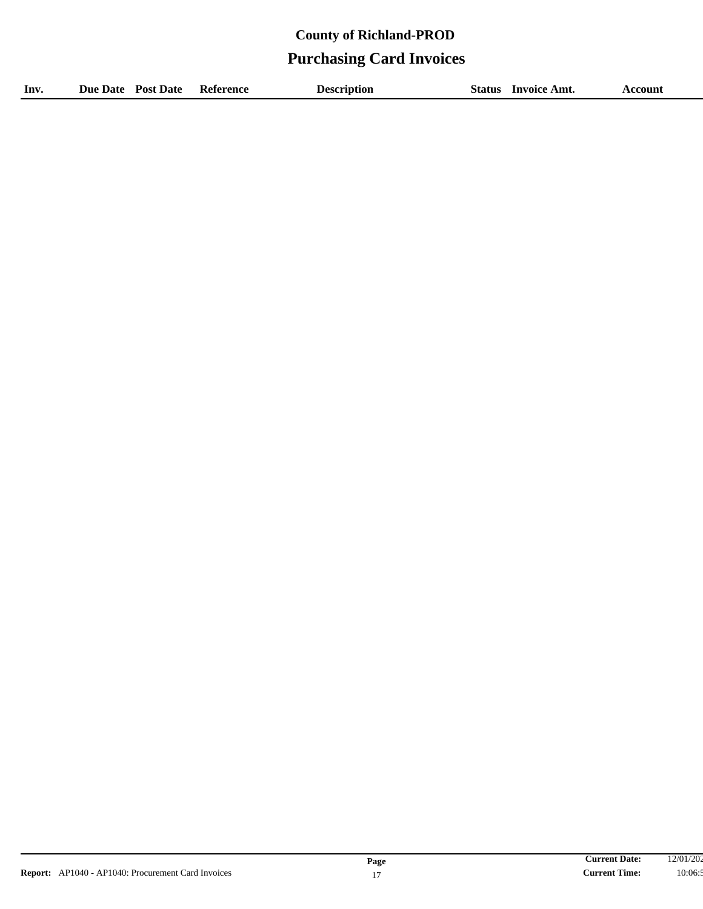# County of Richland-PROD

## Purchasing Card Invoices

| Inv. | Due Date | Post Date | Reference | Description | Status | Invoice Amt. | Account |
|---|---|---|---|---|---|---|---|